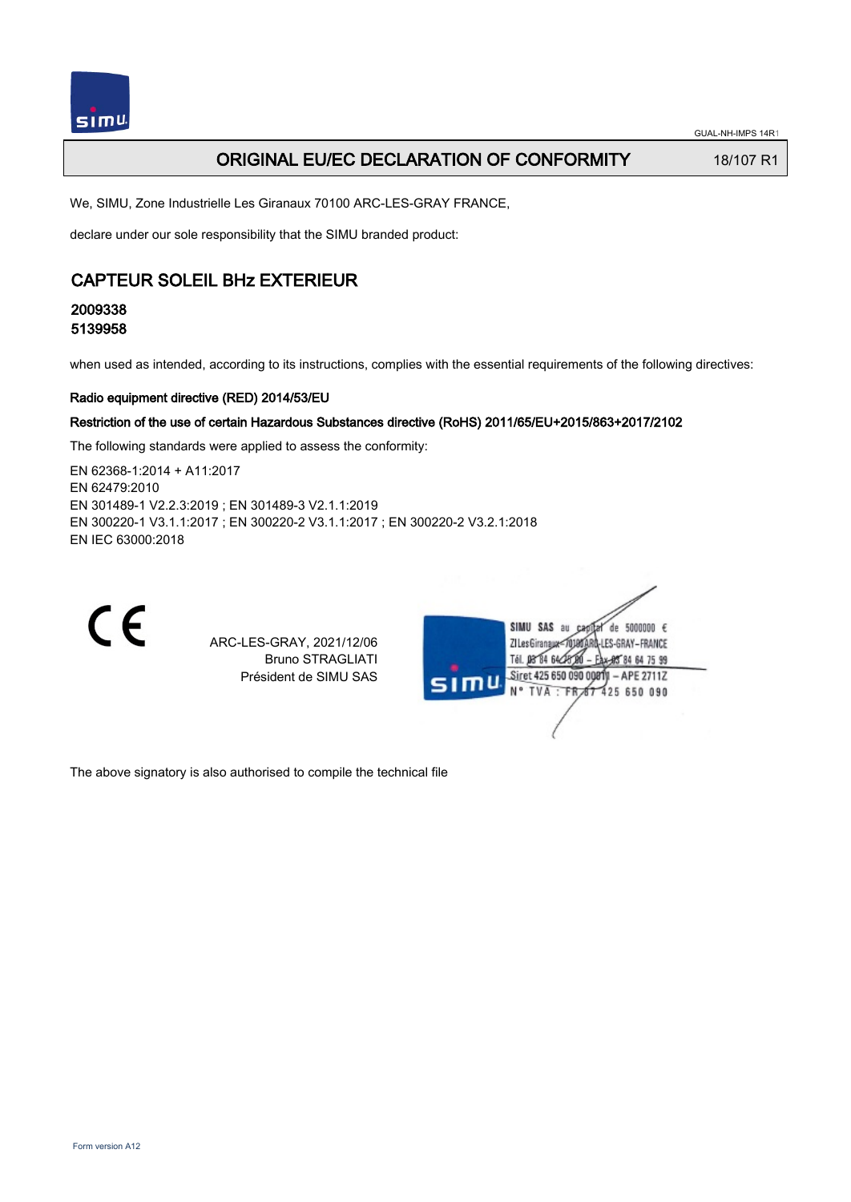GUAL-NH-IMPS 14R1

# ORIGINAL EU/EC DECLARATION OF CONFORMITY

18/107 R1

We, SIMU, Zone Industrielle Les Giranaux 70100 ARC-LES-GRAY FRANCE,

declare under our sole responsibility that the SIMU branded product:

## CAPTEUR SOLEIL BHz EXTERIEUR

**2009338**
**5139958**

when used as intended, according to its instructions, complies with the essential requirements of the following directives:

**Radio equipment directive (RED) 2014/53/EU**

**Restriction of the use of certain Hazardous Substances directive (RoHS) 2011/65/EU+2015/863+2017/2102**

The following standards were applied to assess the conformity:

EN 62368-1:2014 + A11:2017
EN 62479:2010
EN 301489-1 V2.2.3:2019 ; EN 301489-3 V2.1.1:2019
EN 300220-1 V3.1.1:2017 ; EN 300220-2 V3.1.1:2017 ; EN 300220-2 V3.2.1:2018
EN IEC 63000:2018

CE

ARC-LES-GRAY, 2021/12/06
Bruno STRAGLIATI
Président de SIMU SAS

SIMU SAS au capital de 5000000 €
ZI Les Giranaux 70100 ARC-LES-GRAY-FRANCE
Tél. 03 84 64 78 00 – Fax 03 84 64 75 99
Siret 425 650 090 00011 – APE 2711Z
N° TVA : FR 87 425 650 090

The above signatory is also authorised to compile the technical file

Form version A12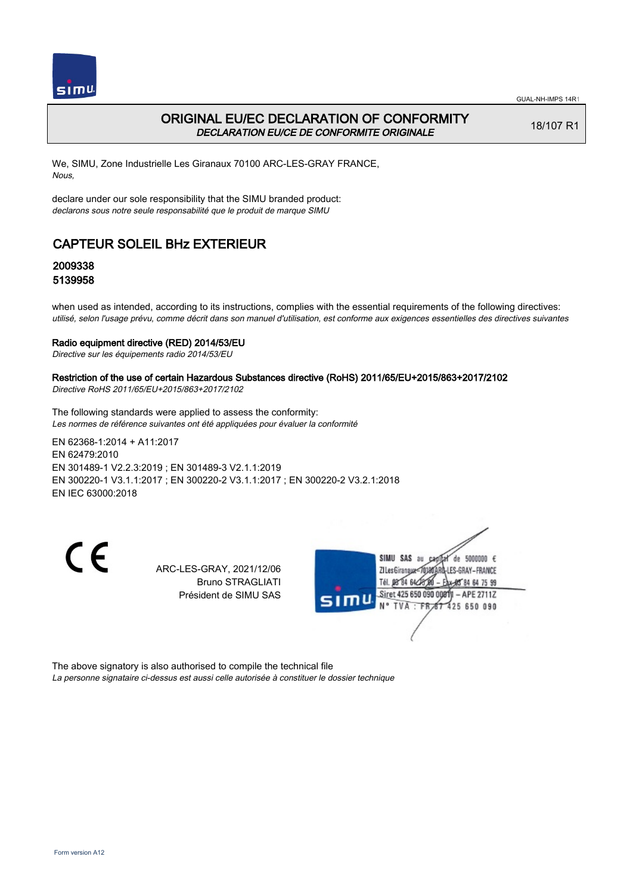# ORIGINAL EU/EC DECLARATION OF CONFORMITY

*DECLARATION EU/CE DE CONFORMITE ORIGINALE*

18/107 R1

We, SIMU, Zone Industrielle Les Giranaux 70100 ARC-LES-GRAY FRANCE,
*Nous,*

declare under our sole responsibility that the SIMU branded product:
*declarons sous notre seule responsabilité que le produit de marque SIMU*

## CAPTEUR SOLEIL BHz EXTERIEUR

### 2009338
### 5139958

when used as intended, according to its instructions, complies with the essential requirements of the following directives:
*utilisé, selon l'usage prévu, comme décrit dans son manuel d'utilisation, est conforme aux exigences essentielles des directives suivantes*

**Radio equipment directive (RED) 2014/53/EU**
*Directive sur les équipements radio 2014/53/EU*

**Restriction of the use of certain Hazardous Substances directive (RoHS) 2011/65/EU+2015/863+2017/2102**
*Directive RoHS 2011/65/EU+2015/863+2017/2102*

The following standards were applied to assess the conformity:
*Les normes de référence suivantes ont été appliquées pour évaluer la conformité*

EN 62368-1:2014 + A11:2017
EN 62479:2010
EN 301489-1 V2.2.3:2019 ; EN 301489-3 V2.1.1:2019
EN 300220-1 V3.1.1:2017 ; EN 300220-2 V3.1.1:2017 ; EN 300220-2 V3.2.1:2018
EN IEC 63000:2018

CE

ARC-LES-GRAY, 2021/12/06
Bruno STRAGLIATI
Président de SIMU SAS

SIMU SAS au capital de 5000000 €
ZI Les Giranaux 70100 ARC-LES-GRAY-FRANCE
Tél. 03 84 64 75 00 – Fax 03 84 64 75 99
Siret 425 650 090 00011 – APE 2711Z
N° TVA : FR 87 425 650 090

The above signatory is also authorised to compile the technical file
*La personne signataire ci-dessus est aussi celle autorisée à constituer le dossier technique*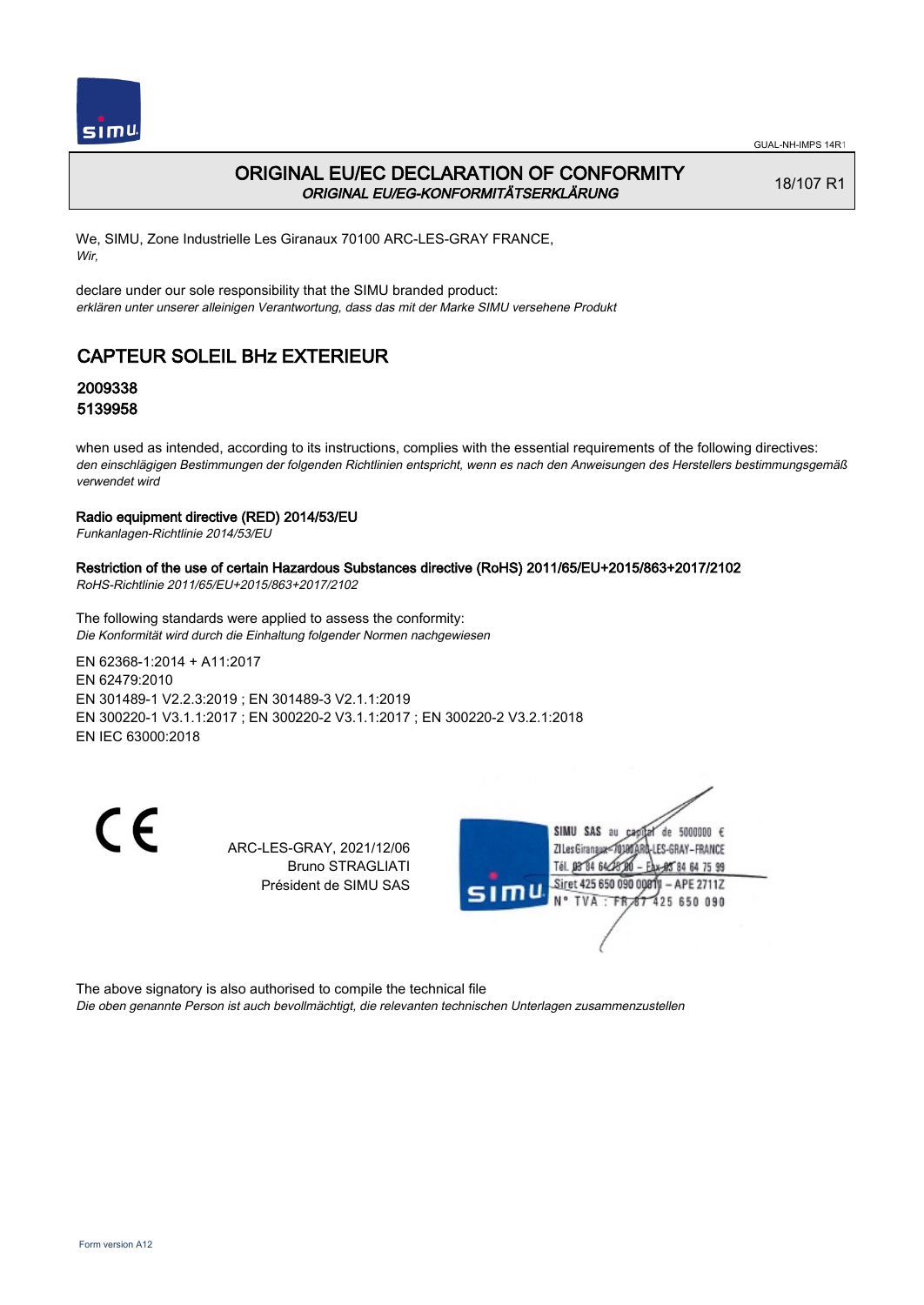GUAL-NH-IMPS 14R1

# ORIGINAL EU/EC DECLARATION OF CONFORMITY
*ORIGINAL EU/EG-KONFORMITÄTSERKLÄRUNG*

18/107 R1

We, SIMU, Zone Industrielle Les Giranaux 70100 ARC-LES-GRAY FRANCE,
*Wir,*

declare under our sole responsibility that the SIMU branded product:
*erklären unter unserer alleinigen Verantwortung, dass das mit der Marke SIMU versehene Produkt*

## CAPTEUR SOLEIL BHz EXTERIEUR

**2009338**
**5139958**

when used as intended, according to its instructions, complies with the essential requirements of the following directives:
*den einschlägigen Bestimmungen der folgenden Richtlinien entspricht, wenn es nach den Anweisungen des Herstellers bestimmungsgemäß verwendet wird*

**Radio equipment directive (RED) 2014/53/EU**
*Funkanlagen-Richtlinie 2014/53/EU*

**Restriction of the use of certain Hazardous Substances directive (RoHS) 2011/65/EU+2015/863+2017/2102**
*RoHS-Richtlinie 2011/65/EU+2015/863+2017/2102*

The following standards were applied to assess the conformity:
*Die Konformität wird durch die Einhaltung folgender Normen nachgewiesen*

EN 62368-1:2014 + A11:2017
EN 62479:2010
EN 301489-1 V2.2.3:2019 ; EN 301489-3 V2.1.1:2019
EN 300220-1 V3.1.1:2017 ; EN 300220-2 V3.1.1:2017 ; EN 300220-2 V3.2.1:2018
EN IEC 63000:2018

CE

ARC-LES-GRAY, 2021/12/06
Bruno STRAGLIATI
Président de SIMU SAS

SIMU SAS au capital de 5000000 €
ZI Les Giranaux 70100 ARC-LES-GRAY-FRANCE
Tél. 03 84 64 75 00 – Fax 03 84 64 75 99
Siret 425 650 090 00011 – APE 2711Z
N° TVA : FR 87 425 650 090

The above signatory is also authorised to compile the technical file
*Die oben genannte Person ist auch bevollmächtigt, die relevanten technischen Unterlagen zusammenzustellen*

Form version A12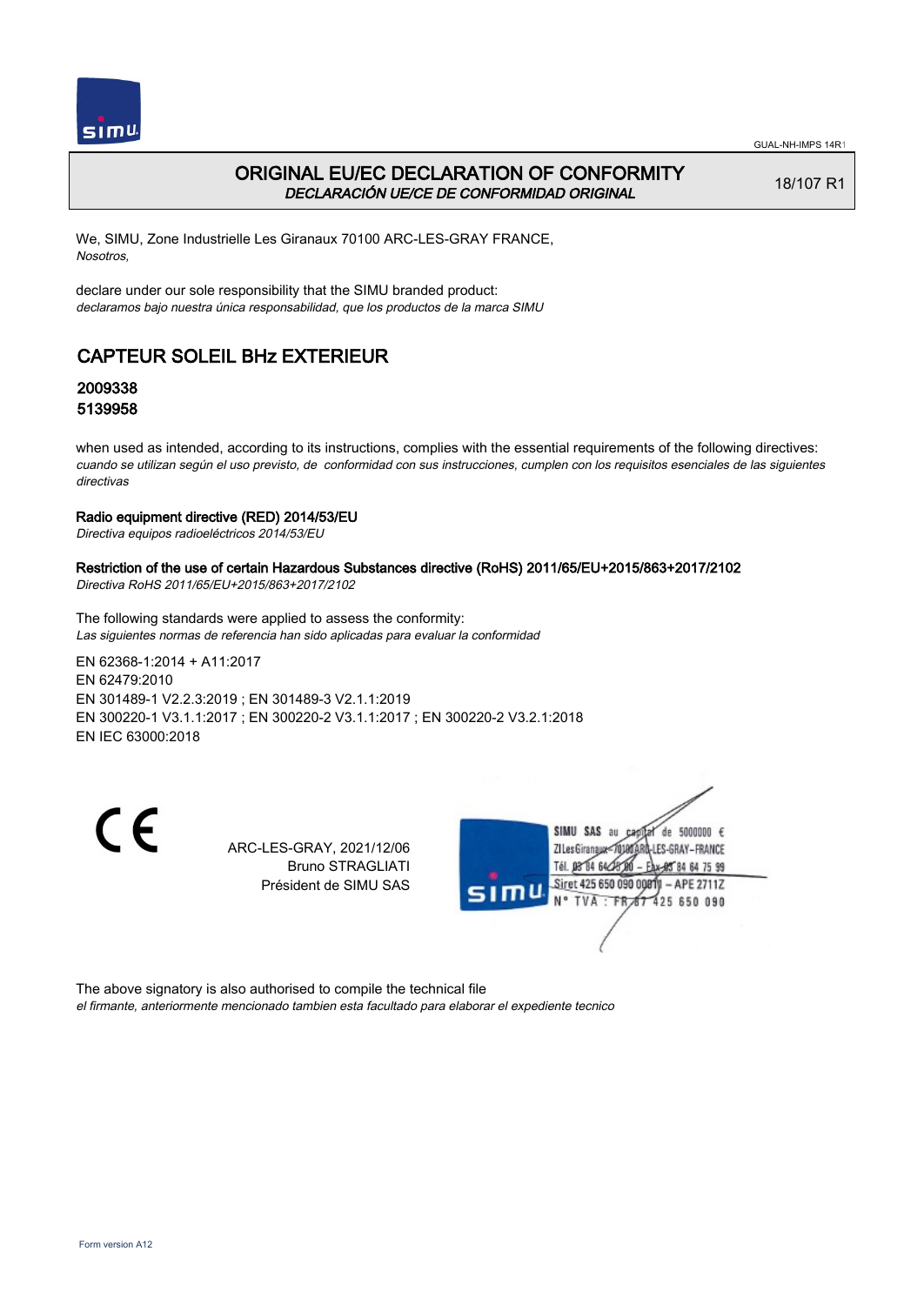GUAL-NH-IMPS 14R1

# ORIGINAL EU/EC DECLARATION OF CONFORMITY
*DECLARACIÓN UE/CE DE CONFORMIDAD ORIGINAL*

18/107 R1

We, SIMU, Zone Industrielle Les Giranaux 70100 ARC-LES-GRAY FRANCE,
*Nosotros,*

declare under our sole responsibility that the SIMU branded product:
*declaramos bajo nuestra única responsabilidad, que los productos de la marca SIMU*

## CAPTEUR SOLEIL BHz EXTERIEUR

### 2009338
### 5139958

when used as intended, according to its instructions, complies with the essential requirements of the following directives:
*cuando se utilizan según el uso previsto, de conformidad con sus instrucciones, cumplen con los requisitos esenciales de las siguientes directivas*

**Radio equipment directive (RED) 2014/53/EU**
*Directiva equipos radioeléctricos 2014/53/EU*

**Restriction of the use of certain Hazardous Substances directive (RoHS) 2011/65/EU+2015/863+2017/2102**
*Directiva RoHS 2011/65/EU+2015/863+2017/2102*

The following standards were applied to assess the conformity:
*Las siguientes normas de referencia han sido aplicadas para evaluar la conformidad*

EN 62368-1:2014 + A11:2017
EN 62479:2010
EN 301489-1 V2.2.3:2019 ; EN 301489-3 V2.1.1:2019
EN 300220-1 V3.1.1:2017 ; EN 300220-2 V3.1.1:2017 ; EN 300220-2 V3.2.1:2018
EN IEC 63000:2018

CE

ARC-LES-GRAY, 2021/12/06
Bruno STRAGLIATI
Président de SIMU SAS

SIMU SAS au capital de 5000000 €
ZI Les Giranaux 70100 ARC-LES-GRAY-FRANCE
Tél. 03 84 64 75 00 – Fax 03 84 64 75 99
Siret 425 650 090 00011 – APE 2711Z
N° TVA : FR 67 425 650 090

The above signatory is also authorised to compile the technical file
*el firmante, anteriormente mencionado tambien esta facultado para elaborar el expediente tecnico*

Form version A12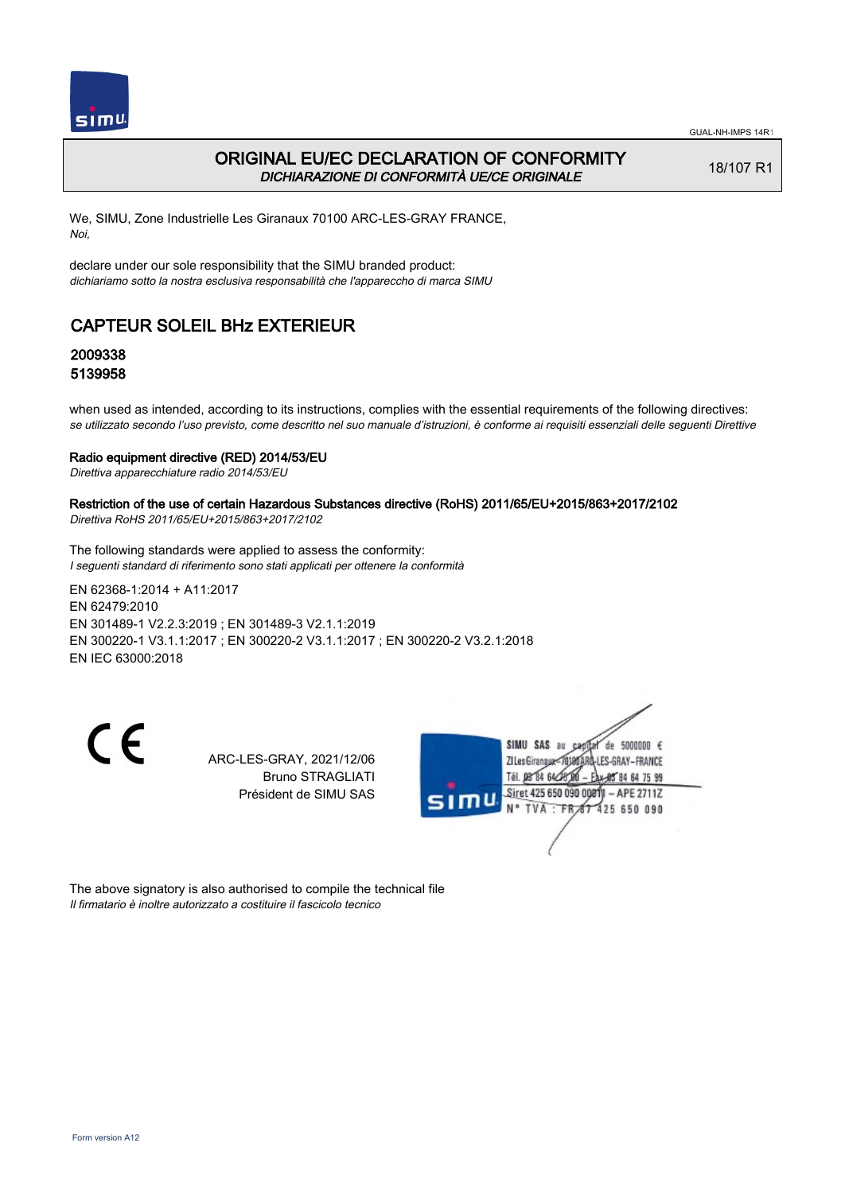# ORIGINAL EU/EC DECLARATION OF CONFORMITY
*DICHIARAZIONE DI CONFORMITÀ UE/CE ORIGINALE*

18/107 R1

We, SIMU, Zone Industrielle Les Giranaux 70100 ARC-LES-GRAY FRANCE,
*Noi,*

declare under our sole responsibility that the SIMU branded product:
*dichiariamo sotto la nostra esclusiva responsabilità che l'apparecchio di marca SIMU*

## CAPTEUR SOLEIL BHz EXTERIEUR

### 2009338
### 5139958

when used as intended, according to its instructions, complies with the essential requirements of the following directives:
*se utilizzato secondo l'uso previsto, come descritto nel suo manuale d'istruzioni, è conforme ai requisiti essenziali delle seguenti Direttive*

**Radio equipment directive (RED) 2014/53/EU**
*Direttiva apparecchiature radio 2014/53/EU*

**Restriction of the use of certain Hazardous Substances directive (RoHS) 2011/65/EU+2015/863+2017/2102**
*Direttiva RoHS 2011/65/EU+2015/863+2017/2102*

The following standards were applied to assess the conformity:
*I seguenti standard di riferimento sono stati applicati per ottenere la conformità*

EN 62368-1:2014 + A11:2017
EN 62479:2010
EN 301489-1 V2.2.3:2019 ; EN 301489-3 V2.1.1:2019
EN 300220-1 V3.1.1:2017 ; EN 300220-2 V3.1.1:2017 ; EN 300220-2 V3.2.1:2018
EN IEC 63000:2018

CE

ARC-LES-GRAY, 2021/12/06
Bruno STRAGLIATI
Président de SIMU SAS

SIMU SAS au capital de 5000000 €
ZI Les Giranaux 70100 ARC-LES-GRAY-FRANCE
Tél. 03 84 64 75 00 – Fax 03 84 64 75 99
Siret 425 650 090 00011 – APE 2711Z
N° TVA : FR 87 425 650 090

The above signatory is also authorised to compile the technical file
*Il firmatario è inoltre autorizzato a costituire il fascicolo tecnico*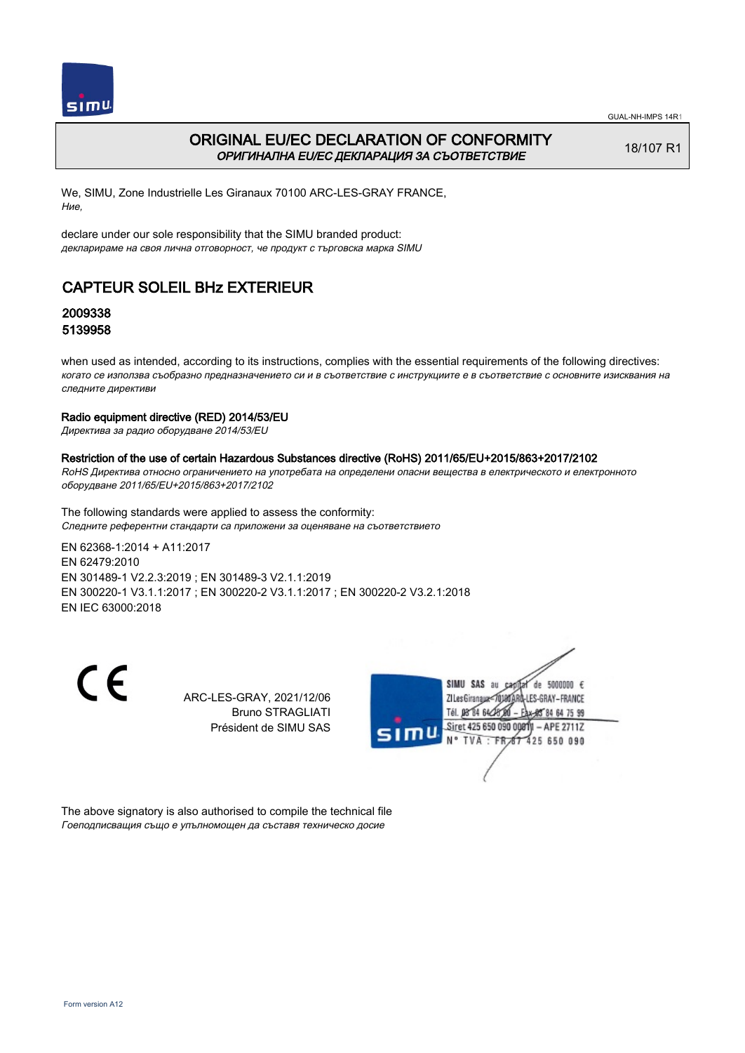# ORIGINAL EU/EC DECLARATION OF CONFORMITY

*ОРИГИНАЛНА EU/EC ДЕКЛАРАЦИЯ ЗА СЪОТВЕТСТВИЕ*

18/107 R1

We, SIMU, Zone Industrielle Les Giranaux 70100 ARC-LES-GRAY FRANCE,
*Ние,*

declare under our sole responsibility that the SIMU branded product:
*декларираме на своя лична отговорност, че продукт с търговска марка SIMU*

## CAPTEUR SOLEIL BHz EXTERIEUR

**2009338**
**5139958**

when used as intended, according to its instructions, complies with the essential requirements of the following directives:
*когато се използва съобразно предназначението си и в съответствие с инструкциите е в съответствие с основните изисквания на следните директиви*

**Radio equipment directive (RED) 2014/53/EU**
*Директива за радио оборудване 2014/53/EU*

**Restriction of the use of certain Hazardous Substances directive (RoHS) 2011/65/EU+2015/863+2017/2102**
*RoHS Директива относно ограничението на употребата на определени опасни вещества в електрическото и електронното оборудване 2011/65/EU+2015/863+2017/2102*

The following standards were applied to assess the conformity:
*Следните референтни стандарти са приложени за оценяване на съответствието*

EN 62368-1:2014 + A11:2017
EN 62479:2010
EN 301489-1 V2.2.3:2019 ; EN 301489-3 V2.1.1:2019
EN 300220-1 V3.1.1:2017 ; EN 300220-2 V3.1.1:2017 ; EN 300220-2 V3.2.1:2018
EN IEC 63000:2018

ARC-LES-GRAY, 2021/12/06
Bruno STRAGLIATI
Président de SIMU SAS

SIMU SAS au capital de 5000000 €
ZI Les Giranaux 70100 ARC-LES-GRAY-FRANCE
Tél. 03 84 64 75 00 – Fax 03 84 64 75 99
Siret 425 650 090 00011 – APE 2711Z
N° TVA : FR 87 425 650 090

The above signatory is also authorised to compile the technical file
*Гоеподписващия също е упълномощен да съставя техническо досие*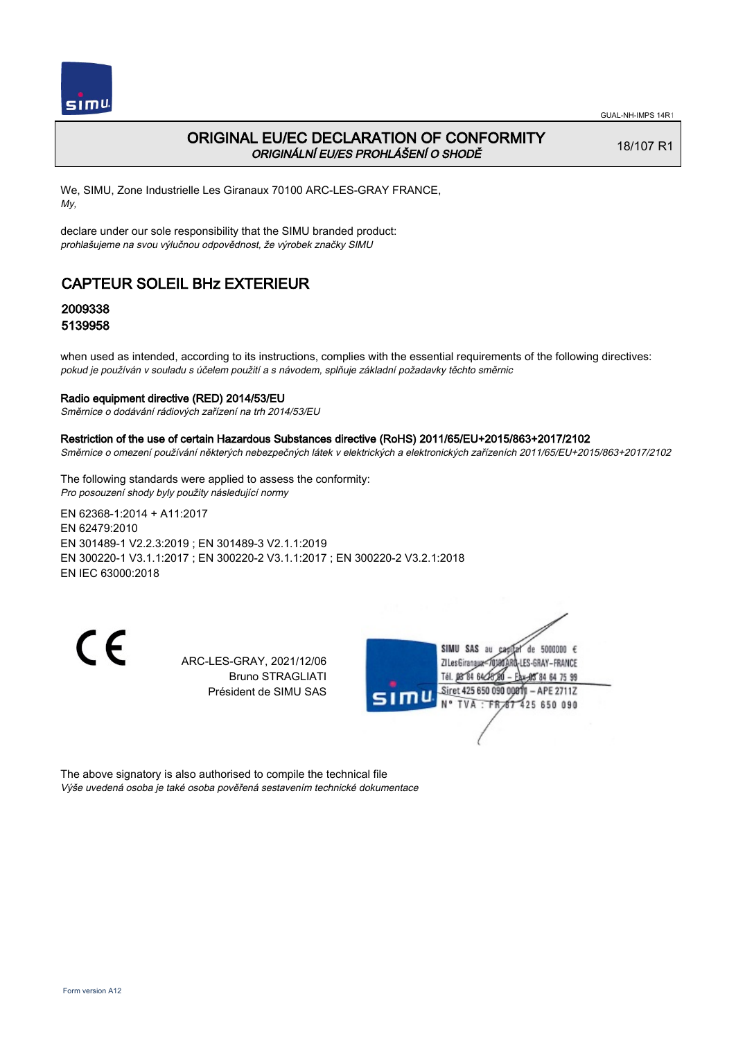GUAL-NH-IMPS 14R1

# ORIGINAL EU/EC DECLARATION OF CONFORMITY

*ORIGINÁLNÍ EU/ES PROHLÁŠENÍ O SHODĚ*

18/107 R1

We, SIMU, Zone Industrielle Les Giranaux 70100 ARC-LES-GRAY FRANCE,
*My,*

declare under our sole responsibility that the SIMU branded product:
*prohlašujeme na svou výlučnou odpovědnost, že výrobek značky SIMU*

## CAPTEUR SOLEIL BHz EXTERIEUR

### 2009338
### 5139958

when used as intended, according to its instructions, complies with the essential requirements of the following directives:
*pokud je používán v souladu s účelem použití a s návodem, splňuje základní požadavky těchto směrnic*

**Radio equipment directive (RED) 2014/53/EU**
*Směrnice o dodávání rádiových zařízení na trh 2014/53/EU*

**Restriction of the use of certain Hazardous Substances directive (RoHS) 2011/65/EU+2015/863+2017/2102**
*Směrnice o omezení používání některých nebezpečných látek v elektrických a elektronických zařízeních 2011/65/EU+2015/863+2017/2102*

The following standards were applied to assess the conformity:
*Pro posouzení shody byly použity následující normy*

EN 62368-1:2014 + A11:2017
EN 62479:2010
EN 301489-1 V2.2.3:2019 ; EN 301489-3 V2.1.1:2019
EN 300220-1 V3.1.1:2017 ; EN 300220-2 V3.1.1:2017 ; EN 300220-2 V3.2.1:2018
EN IEC 63000:2018

CE

ARC-LES-GRAY, 2021/12/06
Bruno STRAGLIATI
Président de SIMU SAS

SIMU SAS au capital de 5000000 €
ZI Les Giranaux 70100 ARC-LES-GRAY-FRANCE
Tél. 03 84 64 75 00 – Fax 03 84 64 75 99
Siret 425 650 090 00811 – APE 2711Z
N° TVA : FR 67 425 650 090

The above signatory is also authorised to compile the technical file
*Výše uvedená osoba je také osoba pověřená sestavením technické dokumentace*

Form version A12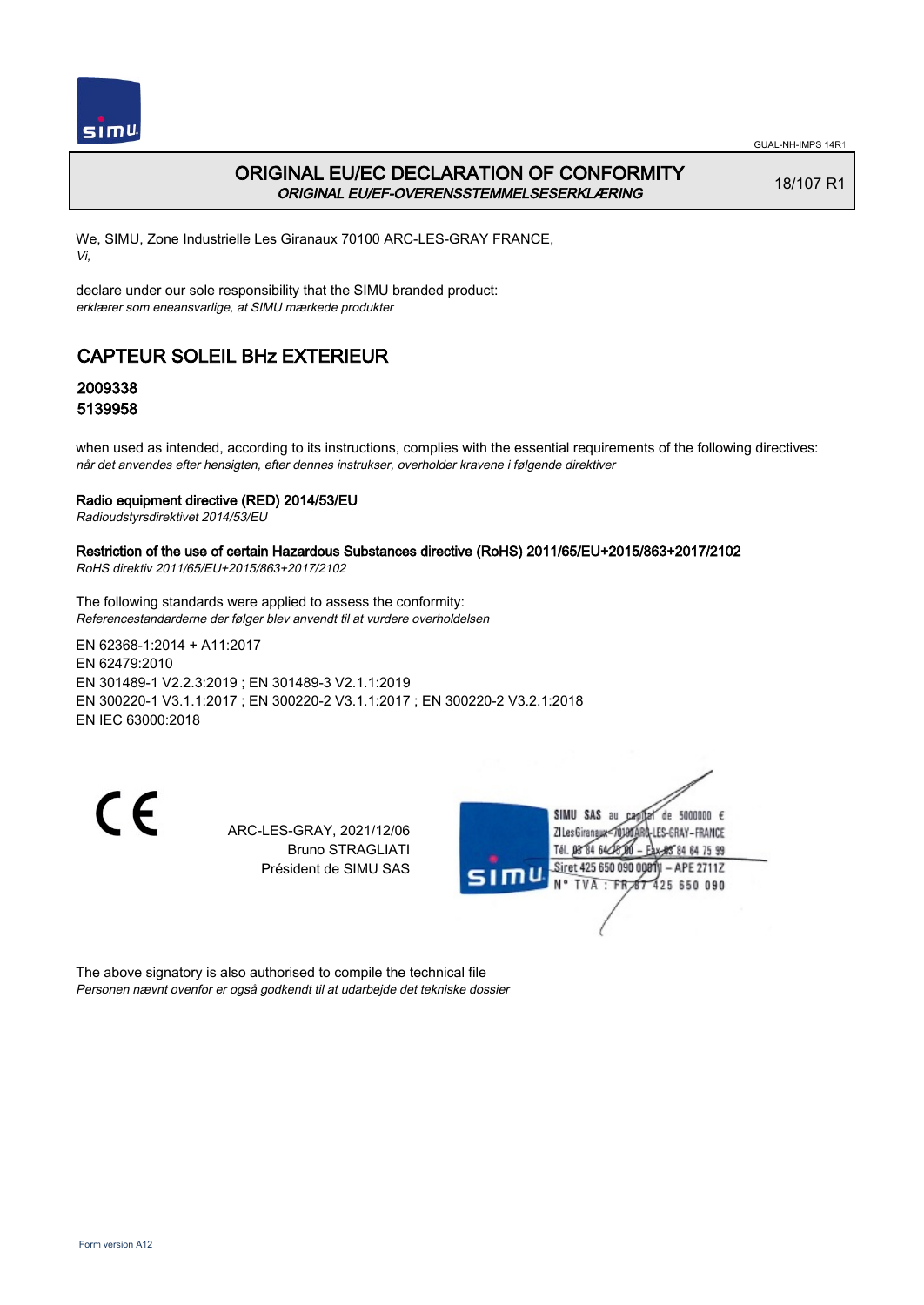# ORIGINAL EU/EC DECLARATION OF CONFORMITY

*ORIGINAL EU/EF-OVERENSSTEMMELSESERKLÆRING*

18/107 R1

We, SIMU, Zone Industrielle Les Giranaux 70100 ARC-LES-GRAY FRANCE,
*Vi,*

declare under our sole responsibility that the SIMU branded product:
*erklærer som eneansvarlige, at SIMU mærkede produkter*

## CAPTEUR SOLEIL BHz EXTERIEUR

**2009338**
**5139958**

when used as intended, according to its instructions, complies with the essential requirements of the following directives:
*når det anvendes efter hensigten, efter dennes instrukser, overholder kravene i følgende direktiver*

**Radio equipment directive (RED) 2014/53/EU**
*Radioudstyrsdirektivet 2014/53/EU*

**Restriction of the use of certain Hazardous Substances directive (RoHS) 2011/65/EU+2015/863+2017/2102**
*RoHS direktiv 2011/65/EU+2015/863+2017/2102*

The following standards were applied to assess the conformity:
*Referencestandarderne der følger blev anvendt til at vurdere overholdelsen*

EN 62368-1:2014 + A11:2017
EN 62479:2010
EN 301489-1 V2.2.3:2019 ; EN 301489-3 V2.1.1:2019
EN 300220-1 V3.1.1:2017 ; EN 300220-2 V3.1.1:2017 ; EN 300220-2 V3.2.1:2018
EN IEC 63000:2018

CE

ARC-LES-GRAY, 2021/12/06
Bruno STRAGLIATI
Président de SIMU SAS

SIMU SAS au capital de 5000000 €
ZI Les Giranaux 70100 ARC-LES-GRAY-FRANCE
Tél. 03 84 64 75 00 – Fax 03 84 64 75 99
Siret 425 650 090 00811 – APE 2711Z
N° TVA : FR 87 425 650 090

The above signatory is also authorised to compile the technical file
*Personen nævnt ovenfor er også godkendt til at udarbejde det tekniske dossier*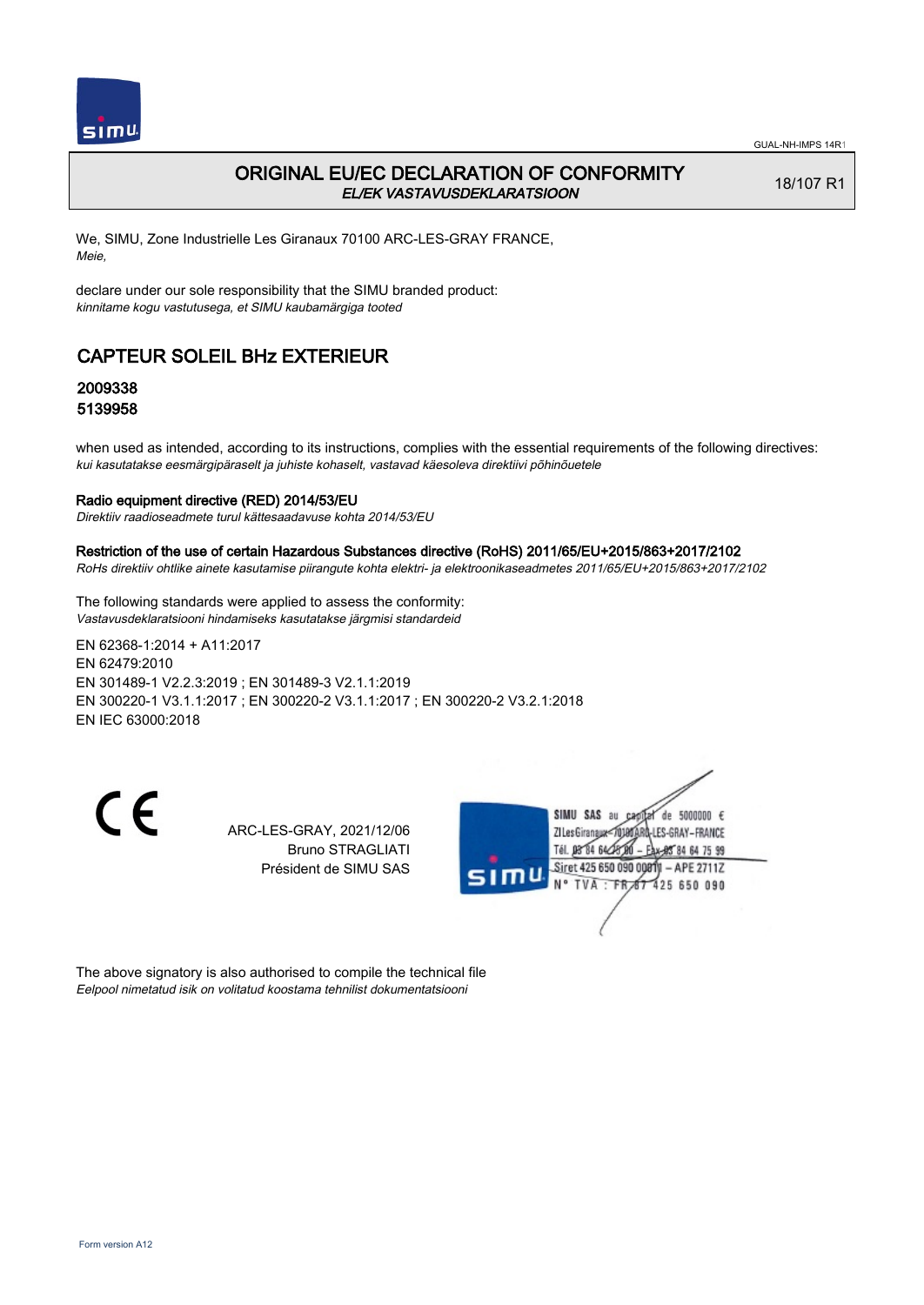# ORIGINAL EU/EC DECLARATION OF CONFORMITY
*EL/EK VASTAVUSDEKLARATSIOON*

18/107 R1

We, SIMU, Zone Industrielle Les Giranaux 70100 ARC-LES-GRAY FRANCE,
*Meie,*

declare under our sole responsibility that the SIMU branded product:
*kinnitame kogu vastutusega, et SIMU kaubamärgiga tooted*

## CAPTEUR SOLEIL BHz EXTERIEUR

### 2009338
### 5139958

when used as intended, according to its instructions, complies with the essential requirements of the following directives:
*kui kasutatakse eesmärgipäraselt ja juhiste kohaselt, vastavad käesoleva direktiivi põhinõuetele*

**Radio equipment directive (RED) 2014/53/EU**
*Direktiiv raadioseadmete turul kättesaadavuse kohta 2014/53/EU*

**Restriction of the use of certain Hazardous Substances directive (RoHS) 2011/65/EU+2015/863+2017/2102**
*RoHs direktiiv ohtlike ainete kasutamise piirangute kohta elektri- ja elektroonikaseadmetes 2011/65/EU+2015/863+2017/2102*

The following standards were applied to assess the conformity:
*Vastavusdeklaratsiooni hindamiseks kasutatakse järgmisi standardeid*

EN 62368-1:2014 + A11:2017
EN 62479:2010
EN 301489-1 V2.2.3:2019 ; EN 301489-3 V2.1.1:2019
EN 300220-1 V3.1.1:2017 ; EN 300220-2 V3.1.1:2017 ; EN 300220-2 V3.2.1:2018
EN IEC 63000:2018

CE

ARC-LES-GRAY, 2021/12/06
Bruno STRAGLIATI
Président de SIMU SAS

SIMU SAS au capital de 5000000 €
ZI Les Giranaux 70100 ARC-LES-GRAY-FRANCE
Tél. 03 84 64 75 00 – Fax 03 84 64 75 99
Siret 425 650 090 00811 – APE 2711Z
N° TVA : FR 87 425 650 090

The above signatory is also authorised to compile the technical file
*Eelpool nimetatud isik on volitatud koostama tehnilist dokumentatsiooni*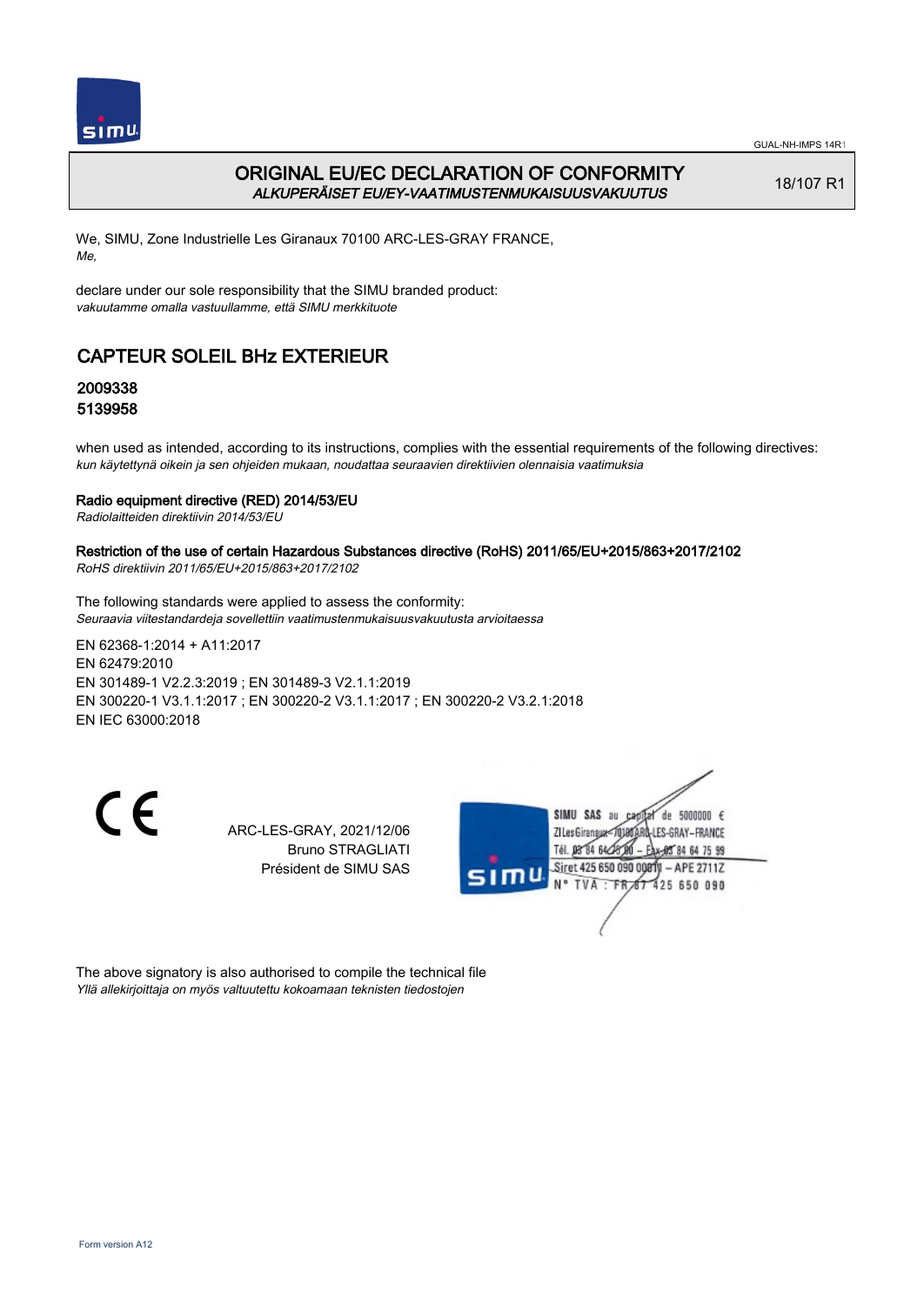# ORIGINAL EU/EC DECLARATION OF CONFORMITY
*ALKUPERÄISET EU/EY-VAATIMUSTENMUKAISUUSVAKUUTUS*

18/107 R1

We, SIMU, Zone Industrielle Les Giranaux 70100 ARC-LES-GRAY FRANCE,
*Me,*

declare under our sole responsibility that the SIMU branded product:
*vakuutamme omalla vastuullamme, että SIMU merkkituote*

## CAPTEUR SOLEIL BHz EXTERIEUR

### 2009338
### 5139958

when used as intended, according to its instructions, complies with the essential requirements of the following directives:
*kun käytettynä oikein ja sen ohjeiden mukaan, noudattaa seuraavien direktiivien olennaisia vaatimuksia*

**Radio equipment directive (RED) 2014/53/EU**
*Radiolaitteiden direktiivin 2014/53/EU*

**Restriction of the use of certain Hazardous Substances directive (RoHS) 2011/65/EU+2015/863+2017/2102**
*RoHS direktiivin 2011/65/EU+2015/863+2017/2102*

The following standards were applied to assess the conformity:
*Seuraavia viitestandardeja sovellettiin vaatimustenmukaisuusvakuutusta arvioitaessa*

EN 62368-1:2014 + A11:2017
EN 62479:2010
EN 301489-1 V2.2.3:2019 ; EN 301489-3 V2.1.1:2019
EN 300220-1 V3.1.1:2017 ; EN 300220-2 V3.1.1:2017 ; EN 300220-2 V3.2.1:2018
EN IEC 63000:2018

CE

ARC-LES-GRAY, 2021/12/06
Bruno STRAGLIATI
Président de SIMU SAS

SIMU SAS au capital de 5000000 €
ZI Les Giranaux 70100 ARC-LES-GRAY-FRANCE
Tél. 03 84 64 78 00 – Fax 03 84 64 75 99
Siret 425 650 090 00811 – APE 2711Z
N° TVA : FR 67 425 650 090

The above signatory is also authorised to compile the technical file
*Yllä allekirjoittaja on myös valtuutettu kokoamaan teknisten tiedostojen*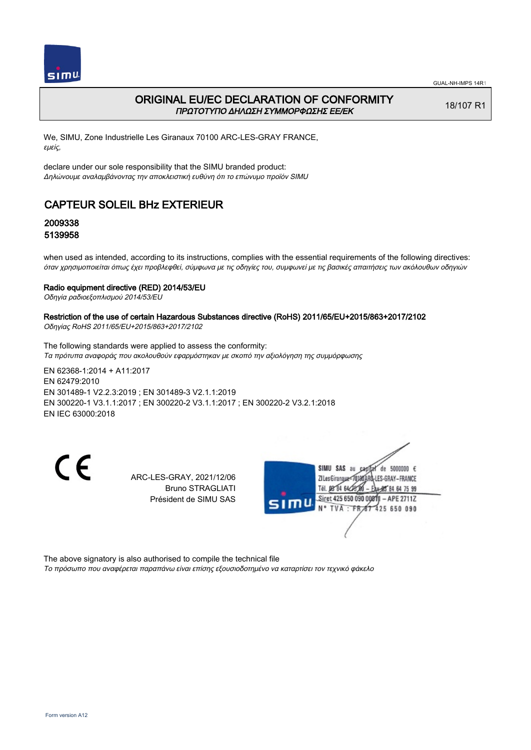# ORIGINAL EU/EC DECLARATION OF CONFORMITY
*ΠΡΩΤΟΤΥΠΟ ΔΗΛΩΣΗ ΣΥΜΜΟΡΦΩΣΗΣ ΕΕ/EK*

18/107 R1

We, SIMU, Zone Industrielle Les Giranaux 70100 ARC-LES-GRAY FRANCE,
*εμείς,*

declare under our sole responsibility that the SIMU branded product:
*Δηλώνουμε αναλαμβάνοντας την αποκλειστική ευθύνη ότι το επώνυμο προϊόν SIMU*

## CAPTEUR SOLEIL BHz EXTERIEUR

**2009338**
**5139958**

when used as intended, according to its instructions, complies with the essential requirements of the following directives:
*όταν χρησιμοποιείται όπως έχει προβλεφθεί, σύμφωνα με τις οδηγίες του, συμφωνεί με τις βασικές απαιτήσεις των ακόλουθων οδηγιών*

**Radio equipment directive (RED) 2014/53/EU**
*Οδηγία ραδιοεξοπλισμού 2014/53/EU*

**Restriction of the use of certain Hazardous Substances directive (RoHS) 2011/65/EU+2015/863+2017/2102**
*Οδηγίας RoHS 2011/65/EU+2015/863+2017/2102*

The following standards were applied to assess the conformity:
*Τα πρότυπα αναφοράς που ακολουθούν εφαρμόστηκαν με σκοπό την αξιολόγηση της συμμόρφωσης*

EN 62368-1:2014 + A11:2017
EN 62479:2010
EN 301489-1 V2.2.3:2019 ; EN 301489-3 V2.1.1:2019
EN 300220-1 V3.1.1:2017 ; EN 300220-2 V3.1.1:2017 ; EN 300220-2 V3.2.1:2018
EN IEC 63000:2018

CE

ARC-LES-GRAY, 2021/12/06
Bruno STRAGLIATI
Président de SIMU SAS

SIMU SAS au capital de 5000000 €
ZI Les Giranaux 70100 ARC-LES-GRAY-FRANCE
Tél. 03 84 64 75 00 – Fax 03 84 64 75 99
Siret 425 650 090 00811 – APE 2711Z
N° TVA : FR 67 425 650 090

The above signatory is also authorised to compile the technical file
*Το πρόσωπο που αναφέρεται παραπάνω είναι επίσης εξουσιοδοτημένο να καταρτίσει τον τεχνικό φάκελο*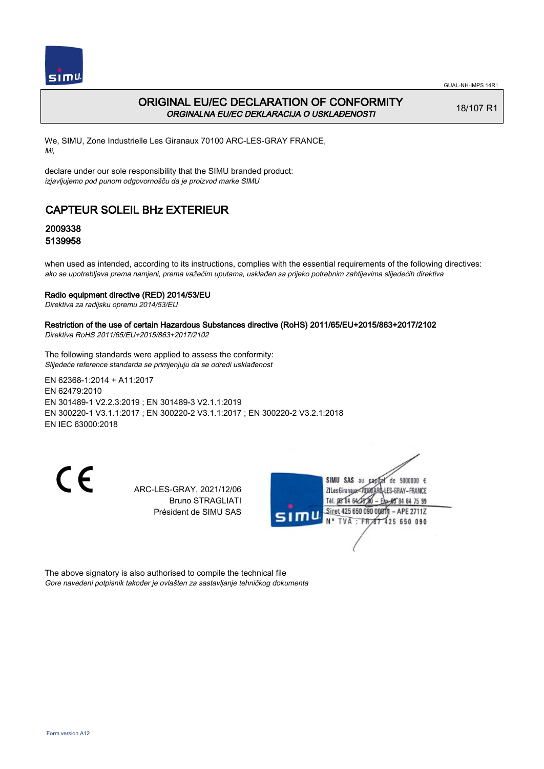# ORIGINAL EU/EC DECLARATION OF CONFORMITY

*ORGINALNA EU/EC DEKLARACIJA O USKLAĐENOSTI*

18/107 R1

We, SIMU, Zone Industrielle Les Giranaux 70100 ARC-LES-GRAY FRANCE,
*Mi,*

declare under our sole responsibility that the SIMU branded product:
*izjavljujemo pod punom odgovornošču da je proizvod marke SIMU*

## CAPTEUR SOLEIL BHz EXTERIEUR

**2009338**
**5139958**

when used as intended, according to its instructions, complies with the essential requirements of the following directives:
*ako se upotrebljava prema namjeni, prema važećim uputama, usklađen sa prijeko potrebnim zahtijevima slijedećih direktiva*

**Radio equipment directive (RED) 2014/53/EU**
*Direktiva za radijsku opremu 2014/53/EU*

**Restriction of the use of certain Hazardous Substances directive (RoHS) 2011/65/EU+2015/863+2017/2102**
*Direktiva RoHS 2011/65/EU+2015/863+2017/2102*

The following standards were applied to assess the conformity:
*Slijedeće reference standarda se primjenjuju da se odredi usklađenost*

EN 62368-1:2014 + A11:2017
EN 62479:2010
EN 301489-1 V2.2.3:2019 ; EN 301489-3 V2.1.1:2019
EN 300220-1 V3.1.1:2017 ; EN 300220-2 V3.1.1:2017 ; EN 300220-2 V3.2.1:2018
EN IEC 63000:2018

ARC-LES-GRAY, 2021/12/06
Bruno STRAGLIATI
Président de SIMU SAS

SIMU SAS au capital de 5000000 €
ZI Les Giranaux 70100 ARC-LES-GRAY-FRANCE
Tél. 03 84 64 75 00 – Fax 03 84 64 75 99
Siret 425 650 090 00811 – APE 2711Z
N° TVA : FR 87 425 650 090

The above signatory is also authorised to compile the technical file
*Gore navedeni potpisnik također je ovlašten za sastavljanje tehničkog dokumenta*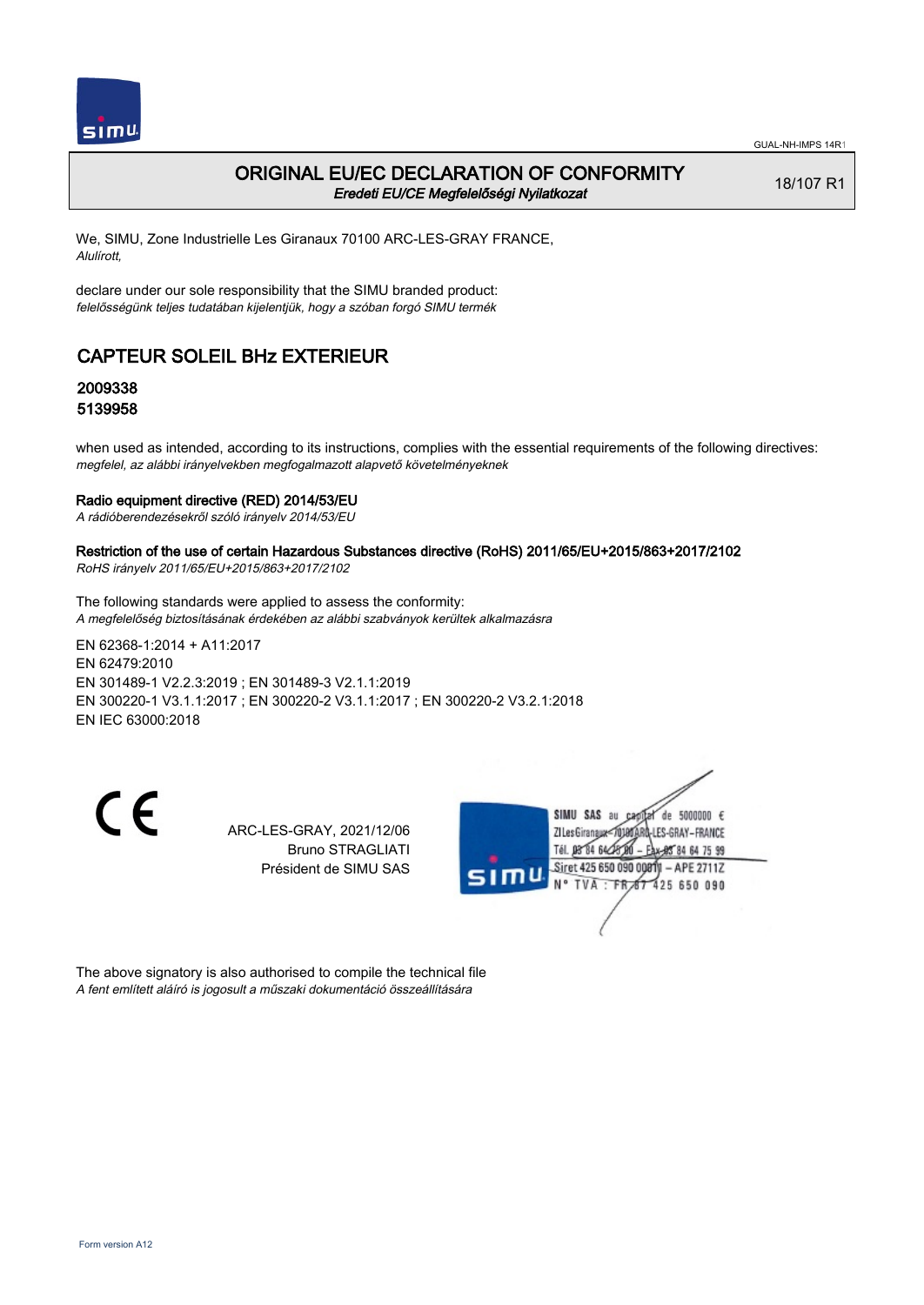GUAL-NH-IMPS 14R1

# ORIGINAL EU/EC DECLARATION OF CONFORMITY
*Eredeti EU/CE Megfelelőségi Nyilatkozat*

18/107 R1

We, SIMU, Zone Industrielle Les Giranaux 70100 ARC-LES-GRAY FRANCE,
*Alulírott,*

declare under our sole responsibility that the SIMU branded product:
*felelősségünk teljes tudatában kijelentjük, hogy a szóban forgó SIMU termék*

## CAPTEUR SOLEIL BHz EXTERIEUR

### 2009338
### 5139958

when used as intended, according to its instructions, complies with the essential requirements of the following directives:
*megfelel, az alábbi irányelvekben megfogalmazott alapvető követelményeknek*

#### Radio equipment directive (RED) 2014/53/EU
*A rádióberendezésekről szóló irányelv 2014/53/EU*

#### Restriction of the use of certain Hazardous Substances directive (RoHS) 2011/65/EU+2015/863+2017/2102
*RoHS irányelv 2011/65/EU+2015/863+2017/2102*

The following standards were applied to assess the conformity:
*A megfelelőség biztosításának érdekében az alábbi szabványok kerültek alkalmazásra*

EN 62368-1:2014 + A11:2017
EN 62479:2010
EN 301489-1 V2.2.3:2019 ; EN 301489-3 V2.1.1:2019
EN 300220-1 V3.1.1:2017 ; EN 300220-2 V3.1.1:2017 ; EN 300220-2 V3.2.1:2018
EN IEC 63000:2018

CE

ARC-LES-GRAY, 2021/12/06
Bruno STRAGLIATI
Président de SIMU SAS

SIMU SAS au capital de 5000000 €
ZI Les Giranaux 70100 ARC-LES-GRAY-FRANCE
Tél. 03 84 64 75 00 – Fax 03 84 64 75 99
Siret 425 650 090 00811 – APE 2711Z
N° TVA : FR 87 425 650 090

The above signatory is also authorised to compile the technical file
*A fent említett aláíró is jogosult a műszaki dokumentáció összeállítására*

Form version A12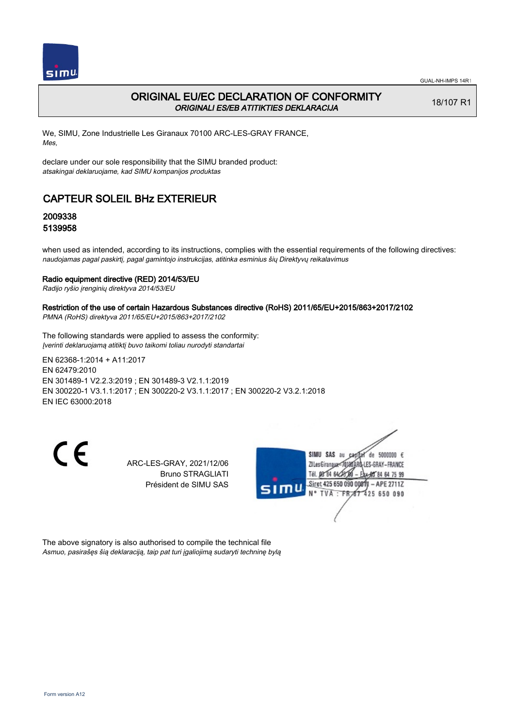# ORIGINAL EU/EC DECLARATION OF CONFORMITY
*ORIGINALI ES/EB ATITIKTIES DEKLARACIJA*

18/107 R1

We, SIMU, Zone Industrielle Les Giranaux 70100 ARC-LES-GRAY FRANCE,
*Mes,*

declare under our sole responsibility that the SIMU branded product:
*atsakingai deklaruojame, kad SIMU kompanijos produktas*

## CAPTEUR SOLEIL BHz EXTERIEUR

**2009338**
**5139958**

when used as intended, according to its instructions, complies with the essential requirements of the following directives:
*naudojamas pagal paskirtį, pagal gamintojo instrukcijas, atitinka esminius šių Direktyvų reikalavimus*

**Radio equipment directive (RED) 2014/53/EU**
*Radijo ryšio įrenginių direktyva 2014/53/EU*

**Restriction of the use of certain Hazardous Substances directive (RoHS) 2011/65/EU+2015/863+2017/2102**
*PMNA (RoHS) direktyva 2011/65/EU+2015/863+2017/2102*

The following standards were applied to assess the conformity:
*Įverinti deklaruojamą atitiktį buvo taikomi toliau nurodyti standartai*

EN 62368-1:2014 + A11:2017
EN 62479:2010
EN 301489-1 V2.2.3:2019 ; EN 301489-3 V2.1.1:2019
EN 300220-1 V3.1.1:2017 ; EN 300220-2 V3.1.1:2017 ; EN 300220-2 V3.2.1:2018
EN IEC 63000:2018

ARC-LES-GRAY, 2021/12/06
Bruno STRAGLIATI
Président de SIMU SAS

SIMU SAS au capital de 5000000 €
ZI Les Giranaux 70100 ARC-LES-GRAY-FRANCE
Tél. 03 84 64 75 00 – Fax 03 84 64 75 99
Siret 425 650 090 00811 – APE 2711Z
N° TVA : FR 67 425 650 090

The above signatory is also authorised to compile the technical file
*Asmuo, pasirašęs šią deklaraciją, taip pat turi įgaliojimą sudaryti techninę bylą*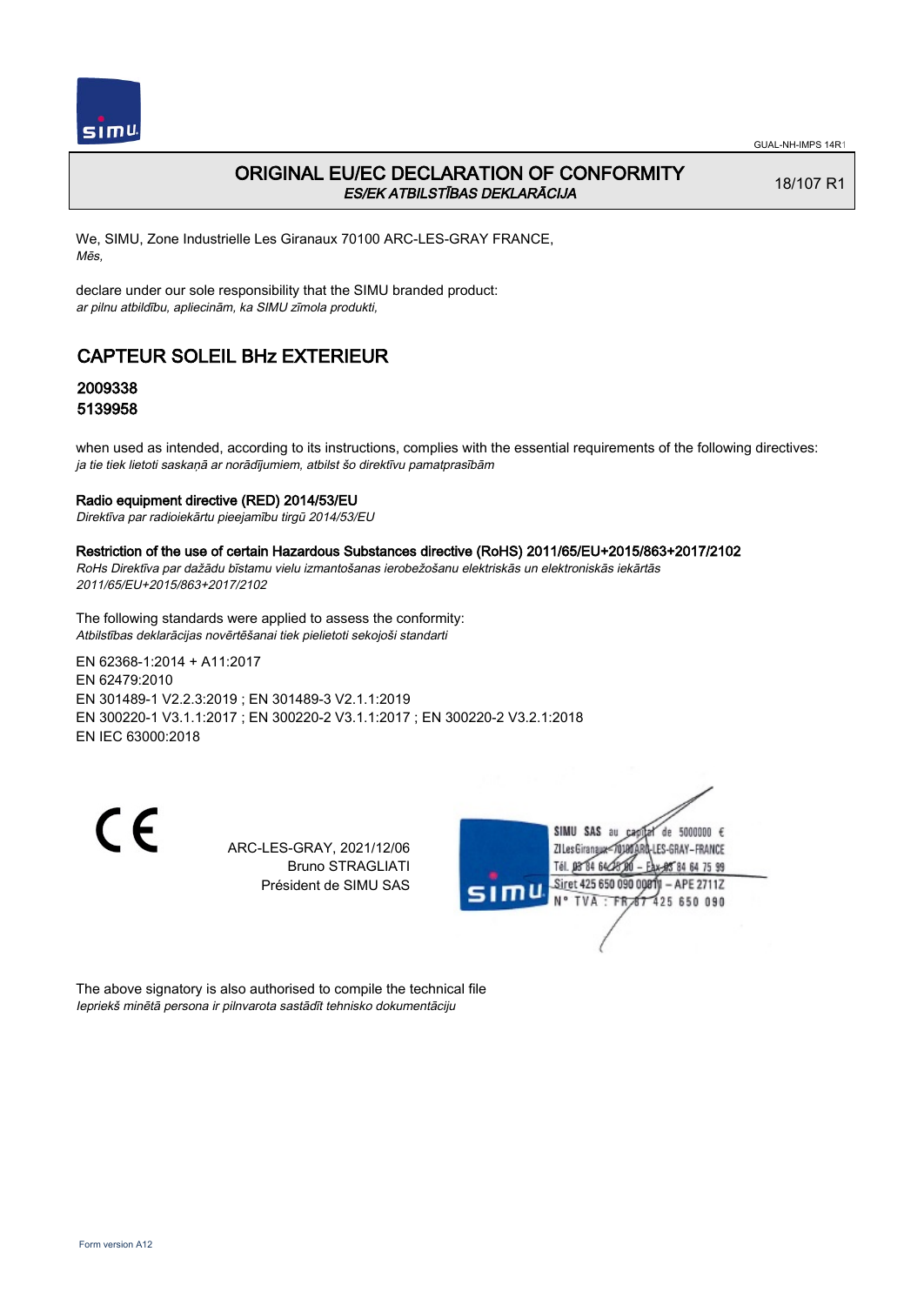# ORIGINAL EU/EC DECLARATION OF CONFORMITY
*ES/EK ATBILSTĪBAS DEKLARĀCIJA*

18/107 R1

We, SIMU, Zone Industrielle Les Giranaux 70100 ARC-LES-GRAY FRANCE,
*Mēs,*

declare under our sole responsibility that the SIMU branded product:
*ar pilnu atbildību, apliecinām, ka SIMU zīmola produkti,*

## CAPTEUR SOLEIL BHz EXTERIEUR

### 2009338
### 5139958

when used as intended, according to its instructions, complies with the essential requirements of the following directives:
*ja tie tiek lietoti saskaņā ar norādījumiem, atbilst šo direktīvu pamatprasībām*

**Radio equipment directive (RED) 2014/53/EU**
*Direktīva par radioiekārtu pieejamību tirgū 2014/53/EU*

**Restriction of the use of certain Hazardous Substances directive (RoHS) 2011/65/EU+2015/863+2017/2102**
*RoHs Direktīva par dažādu bīstamu vielu izmantošanas ierobežošanu elektriskās un elektroniskās iekārtās 2011/65/EU+2015/863+2017/2102*

The following standards were applied to assess the conformity:
*Atbilstības deklarācijas novērtēšanai tiek pielietoti sekojoši standarti*

EN 62368-1:2014 + A11:2017
EN 62479:2010
EN 301489-1 V2.2.3:2019 ; EN 301489-3 V2.1.1:2019
EN 300220-1 V3.1.1:2017 ; EN 300220-2 V3.1.1:2017 ; EN 300220-2 V3.2.1:2018
EN IEC 63000:2018

CE

ARC-LES-GRAY, 2021/12/06
Bruno STRAGLIATI
Président de SIMU SAS

SIMU SAS au capital de 5000000 €
ZI Les Giranaux 70100 ARC-LES-GRAY-FRANCE
Tél. 03 84 64 75 00 – Fax 03 84 64 75 99
Siret 425 650 090 00011 – APE 2711Z
N° TVA : FR 87 425 650 090

The above signatory is also authorised to compile the technical file
*Iepriekš minētā persona ir pilnvarota sastādīt tehnisko dokumentāciju*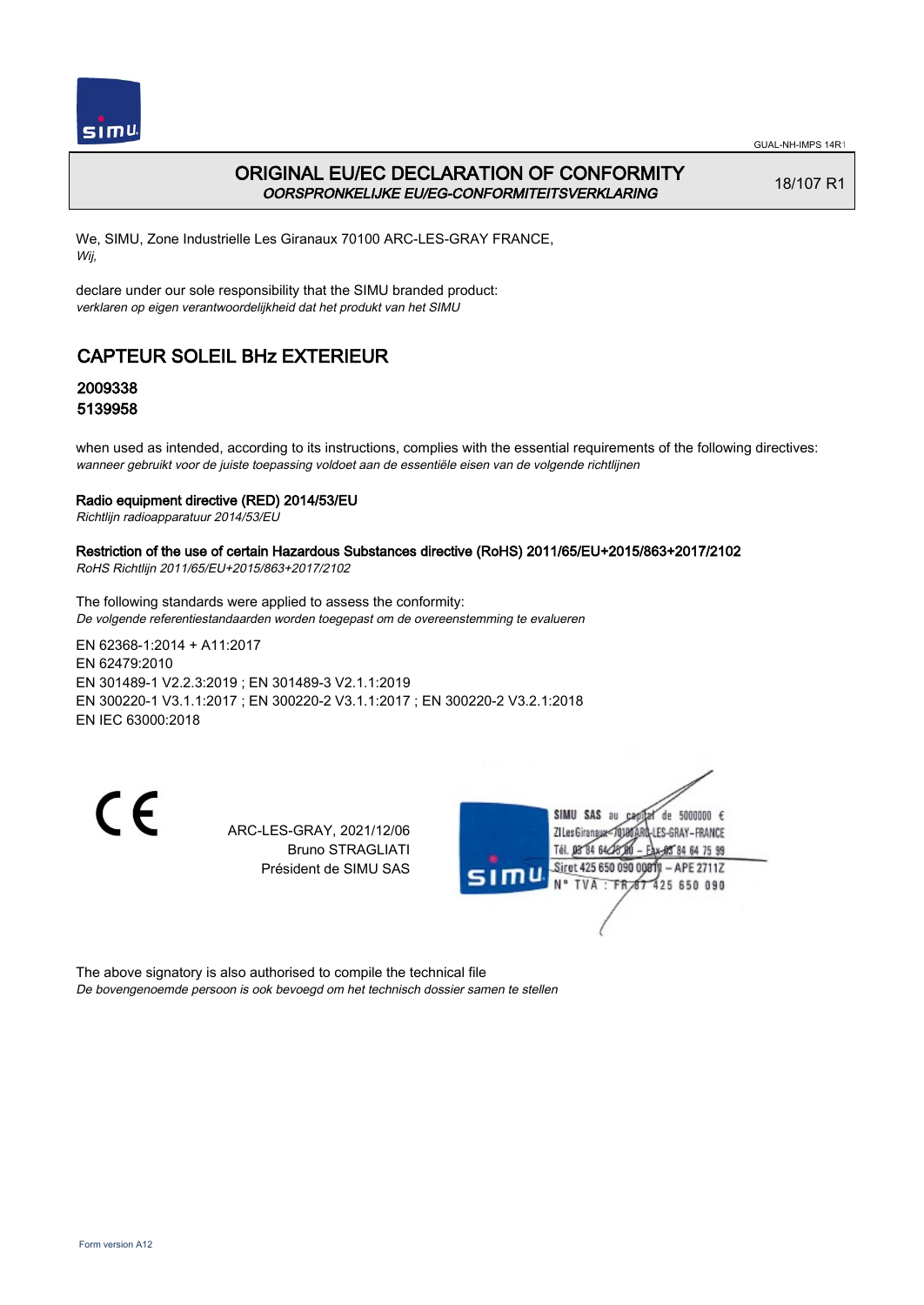# ORIGINAL EU/EC DECLARATION OF CONFORMITY
*OORSPRONKELIJKE EU/EG-CONFORMITEITSVERKLARING*

18/107 R1

We, SIMU, Zone Industrielle Les Giranaux 70100 ARC-LES-GRAY FRANCE,
*Wij,*

declare under our sole responsibility that the SIMU branded product:
*verklaren op eigen verantwoordelijkheid dat het produkt van het SIMU*

## CAPTEUR SOLEIL BHz EXTERIEUR

**2009338**
**5139958**

when used as intended, according to its instructions, complies with the essential requirements of the following directives:
*wanneer gebruikt voor de juiste toepassing voldoet aan de essentiële eisen van de volgende richtlijnen*

**Radio equipment directive (RED) 2014/53/EU**
*Richtlijn radioapparatuur 2014/53/EU*

**Restriction of the use of certain Hazardous Substances directive (RoHS) 2011/65/EU+2015/863+2017/2102**
*RoHS Richtlijn 2011/65/EU+2015/863+2017/2102*

The following standards were applied to assess the conformity:
*De volgende referentiestandaarden worden toegepast om de overeenstemming te evalueren*

EN 62368-1:2014 + A11:2017
EN 62479:2010
EN 301489-1 V2.2.3:2019 ; EN 301489-3 V2.1.1:2019
EN 300220-1 V3.1.1:2017 ; EN 300220-2 V3.1.1:2017 ; EN 300220-2 V3.2.1:2018
EN IEC 63000:2018

CE

ARC-LES-GRAY, 2021/12/06
Bruno STRAGLIATI
Président de SIMU SAS

SIMU SAS au capital de 5000000 €
ZI Les Giranaux 70100 ARC-LES-GRAY-FRANCE
Tél. 03 84 64 75 00 – Fax 03 84 64 75 99
Siret 425 650 090 00811 – APE 2711Z
N° TVA : FR 87 425 650 090

The above signatory is also authorised to compile the technical file
*De bovengenoemde persoon is ook bevoegd om het technisch dossier samen te stellen*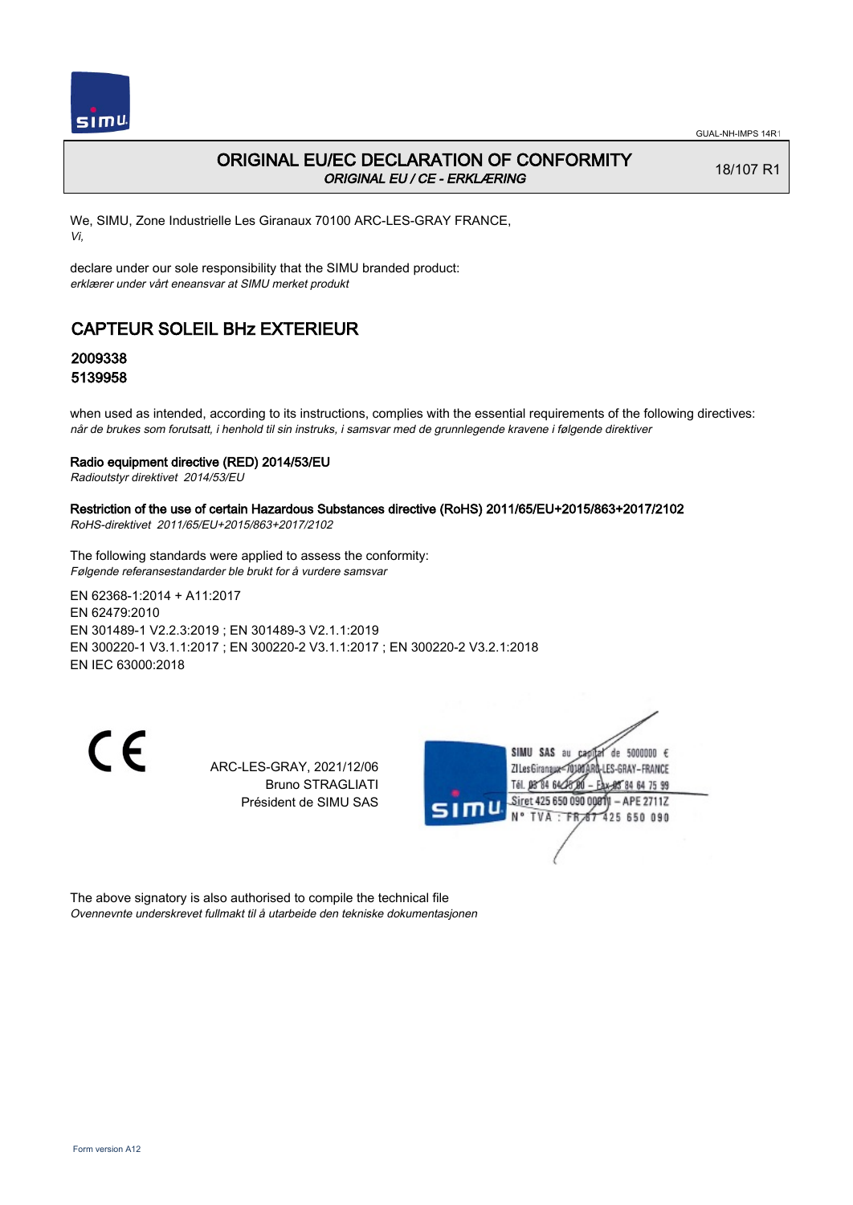# ORIGINAL EU/EC DECLARATION OF CONFORMITY

*ORIGINAL EU / CE - ERKLÆRING*

18/107 R1

We, SIMU, Zone Industrielle Les Giranaux 70100 ARC-LES-GRAY FRANCE,
*Vi,*

declare under our sole responsibility that the SIMU branded product:
*erklærer under vårt eneansvar at SIMU merket produkt*

## CAPTEUR SOLEIL BHz EXTERIEUR

### 2009338
### 5139958

when used as intended, according to its instructions, complies with the essential requirements of the following directives:
*når de brukes som forutsatt, i henhold til sin instruks, i samsvar med de grunnlegende kravene i følgende direktiver*

**Radio equipment directive (RED) 2014/53/EU**
*Radioutstyr direktivet 2014/53/EU*

**Restriction of the use of certain Hazardous Substances directive (RoHS) 2011/65/EU+2015/863+2017/2102**
*RoHS-direktivet 2011/65/EU+2015/863+2017/2102*

The following standards were applied to assess the conformity:
*Følgende referansestandarder ble brukt for å vurdere samsvar*

EN 62368-1:2014 + A11:2017
EN 62479:2010
EN 301489-1 V2.2.3:2019 ; EN 301489-3 V2.1.1:2019
EN 300220-1 V3.1.1:2017 ; EN 300220-2 V3.1.1:2017 ; EN 300220-2 V3.2.1:2018
EN IEC 63000:2018

CE

ARC-LES-GRAY, 2021/12/06
Bruno STRAGLIATI
Président de SIMU SAS

SIMU SAS au capital de 5000000 €
ZI Les Giranaux 70100 ARC-LES-GRAY-FRANCE
Tél. 03 84 64 75 00 – Fax 03 84 64 75 99
Siret 425 650 090 00011 – APE 2711Z
N° TVA : FR 67 425 650 090

The above signatory is also authorised to compile the technical file
*Ovennevnte underskrevet fullmakt til å utarbeide den tekniske dokumentasjonen*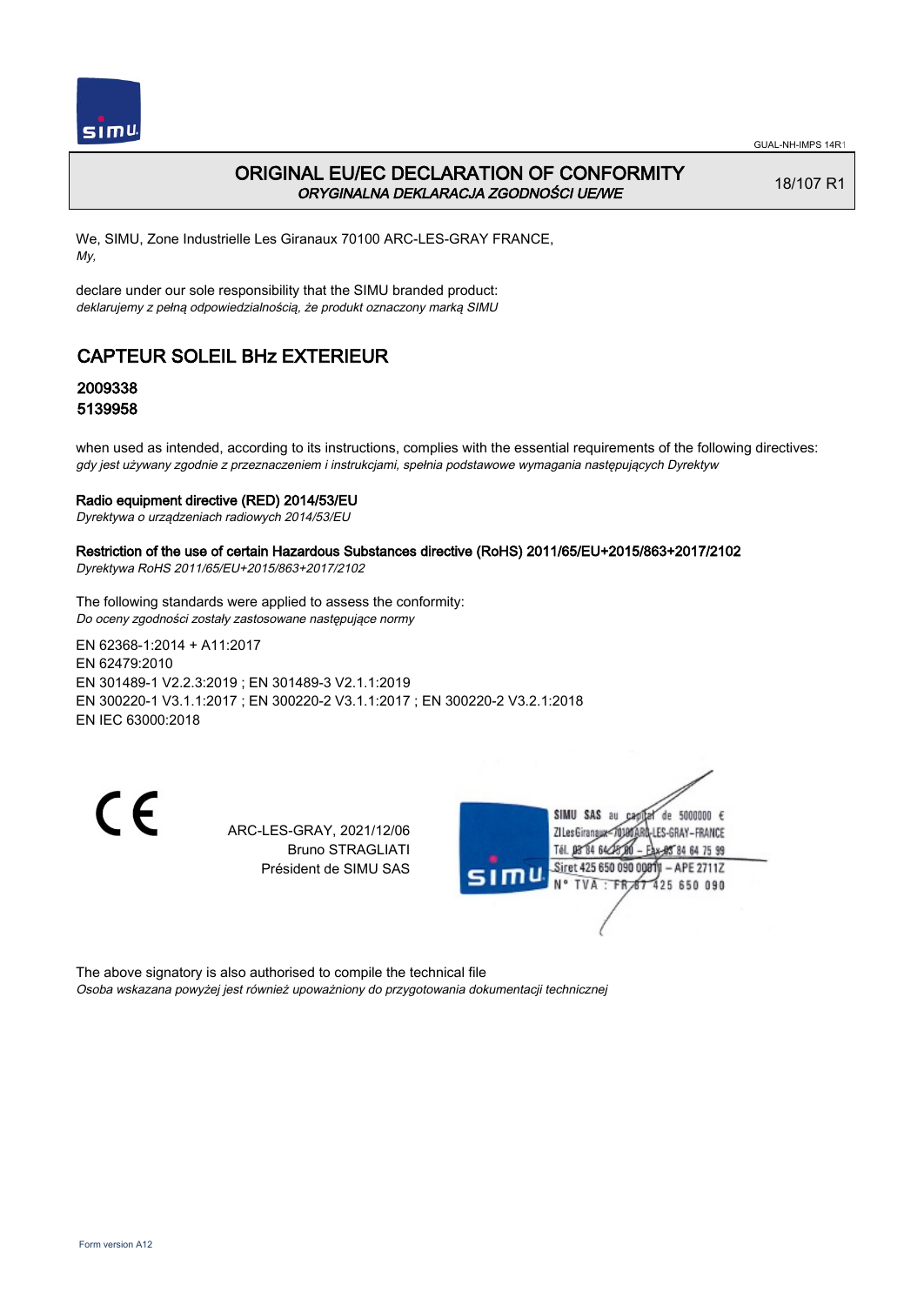# ORIGINAL EU/EC DECLARATION OF CONFORMITY

*ORYGINALNA DEKLARACJA ZGODNOŚCI UE/WE*

18/107 R1

We, SIMU, Zone Industrielle Les Giranaux 70100 ARC-LES-GRAY FRANCE,
*My,*

declare under our sole responsibility that the SIMU branded product:
*deklarujemy z pełną odpowiedzialnością, że produkt oznaczony marką SIMU*

## CAPTEUR SOLEIL BHz EXTERIEUR

**2009338**
**5139958**

when used as intended, according to its instructions, complies with the essential requirements of the following directives:
*gdy jest używany zgodnie z przeznaczeniem i instrukcjami, spełnia podstawowe wymagania następujących Dyrektyw*

**Radio equipment directive (RED) 2014/53/EU**
*Dyrektywa o urządzeniach radiowych 2014/53/EU*

**Restriction of the use of certain Hazardous Substances directive (RoHS) 2011/65/EU+2015/863+2017/2102**
*Dyrektywa RoHS 2011/65/EU+2015/863+2017/2102*

The following standards were applied to assess the conformity:
*Do oceny zgodności zostały zastosowane następujące normy*

EN 62368-1:2014 + A11:2017
EN 62479:2010
EN 301489-1 V2.2.3:2019 ; EN 301489-3 V2.1.1:2019
EN 300220-1 V3.1.1:2017 ; EN 300220-2 V3.1.1:2017 ; EN 300220-2 V3.2.1:2018
EN IEC 63000:2018

CE

ARC-LES-GRAY, 2021/12/06
Bruno STRAGLIATI
Président de SIMU SAS

SIMU SAS au capital de 5000000 €
ZI Les Giranaux 70100 ARC-LES-GRAY-FRANCE
Tél. 03 84 64 75 00 – Fax 03 84 64 75 99
Siret 425 650 090 00811 – APE 2711Z
N° TVA : FR 87 425 650 090

The above signatory is also authorised to compile the technical file
*Osoba wskazana powyżej jest również upoważniony do przygotowania dokumentacji technicznej*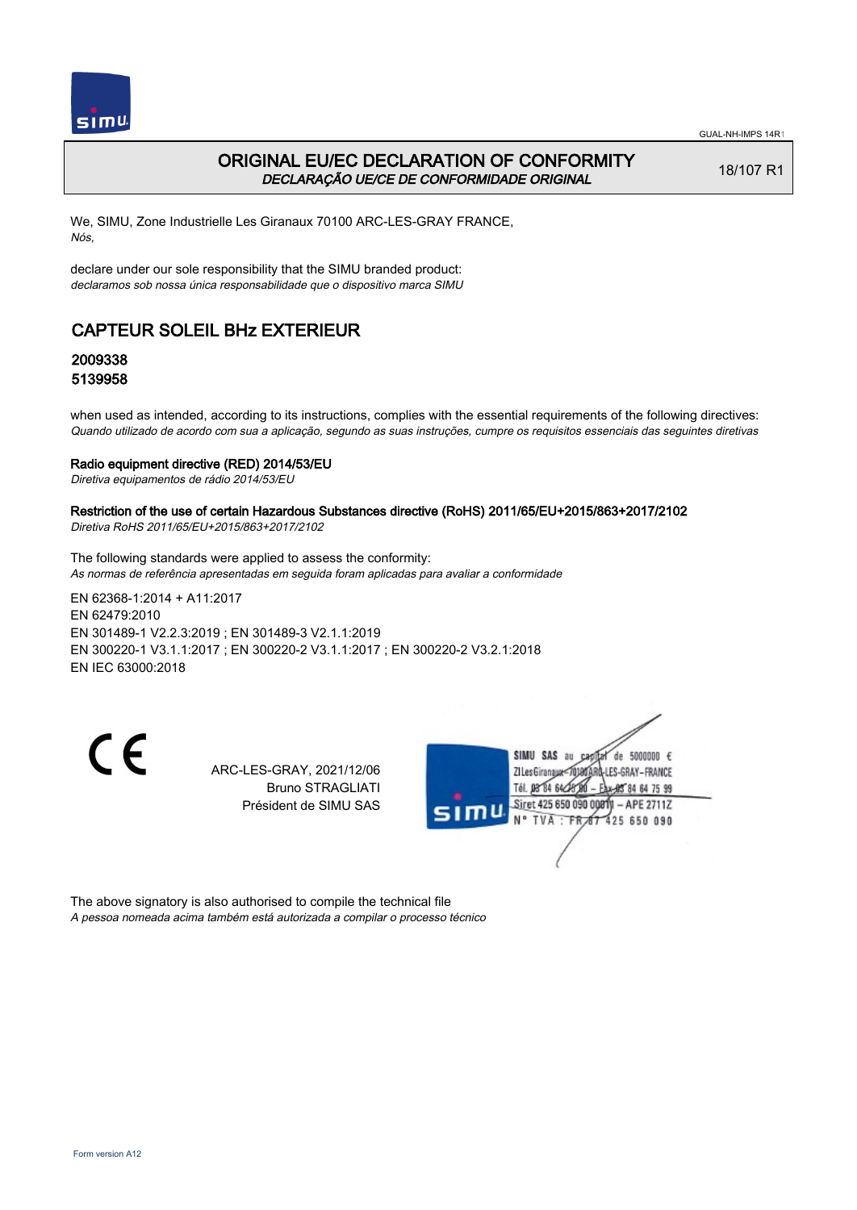# ORIGINAL EU/EC DECLARATION OF CONFORMITY

*DECLARAÇÃO UE/CE DE CONFORMIDADE ORIGINAL*

18/107 R1

We, SIMU, Zone Industrielle Les Giranaux 70100 ARC-LES-GRAY FRANCE,
*Nós,*

declare under our sole responsibility that the SIMU branded product:
*declaramos sob nossa única responsabilidade que o dispositivo marca SIMU*

## CAPTEUR SOLEIL BHz EXTERIEUR

**2009338**
**5139958**

when used as intended, according to its instructions, complies with the essential requirements of the following directives:
*Quando utilizado de acordo com sua a aplicação, segundo as suas instruções, cumpre os requisitos essenciais das seguintes diretivas*

**Radio equipment directive (RED) 2014/53/EU**
*Diretiva equipamentos de rádio 2014/53/EU*

**Restriction of the use of certain Hazardous Substances directive (RoHS) 2011/65/EU+2015/863+2017/2102**
*Diretiva RoHS 2011/65/EU+2015/863+2017/2102*

The following standards were applied to assess the conformity:
*As normas de referência apresentadas em seguida foram aplicadas para avaliar a conformidade*

EN 62368-1:2014 + A11:2017
EN 62479:2010
EN 301489-1 V2.2.3:2019 ; EN 301489-3 V2.1.1:2019
EN 300220-1 V3.1.1:2017 ; EN 300220-2 V3.1.1:2017 ; EN 300220-2 V3.2.1:2018
EN IEC 63000:2018

CE

ARC-LES-GRAY, 2021/12/06
Bruno STRAGLIATI
Président de SIMU SAS

SIMU SAS au capital de 5000000 €
ZI Les Giranaux 70100 ARC-LES-GRAY-FRANCE
Tél. 03 84 64 78 00 – Fax 03 84 64 75 99
Siret 425 650 090 00811 – APE 2711Z
N° TVA : FR 67 425 650 090

The above signatory is also authorised to compile the technical file
*A pessoa nomeada acima também está autorizada a compilar o processo técnico*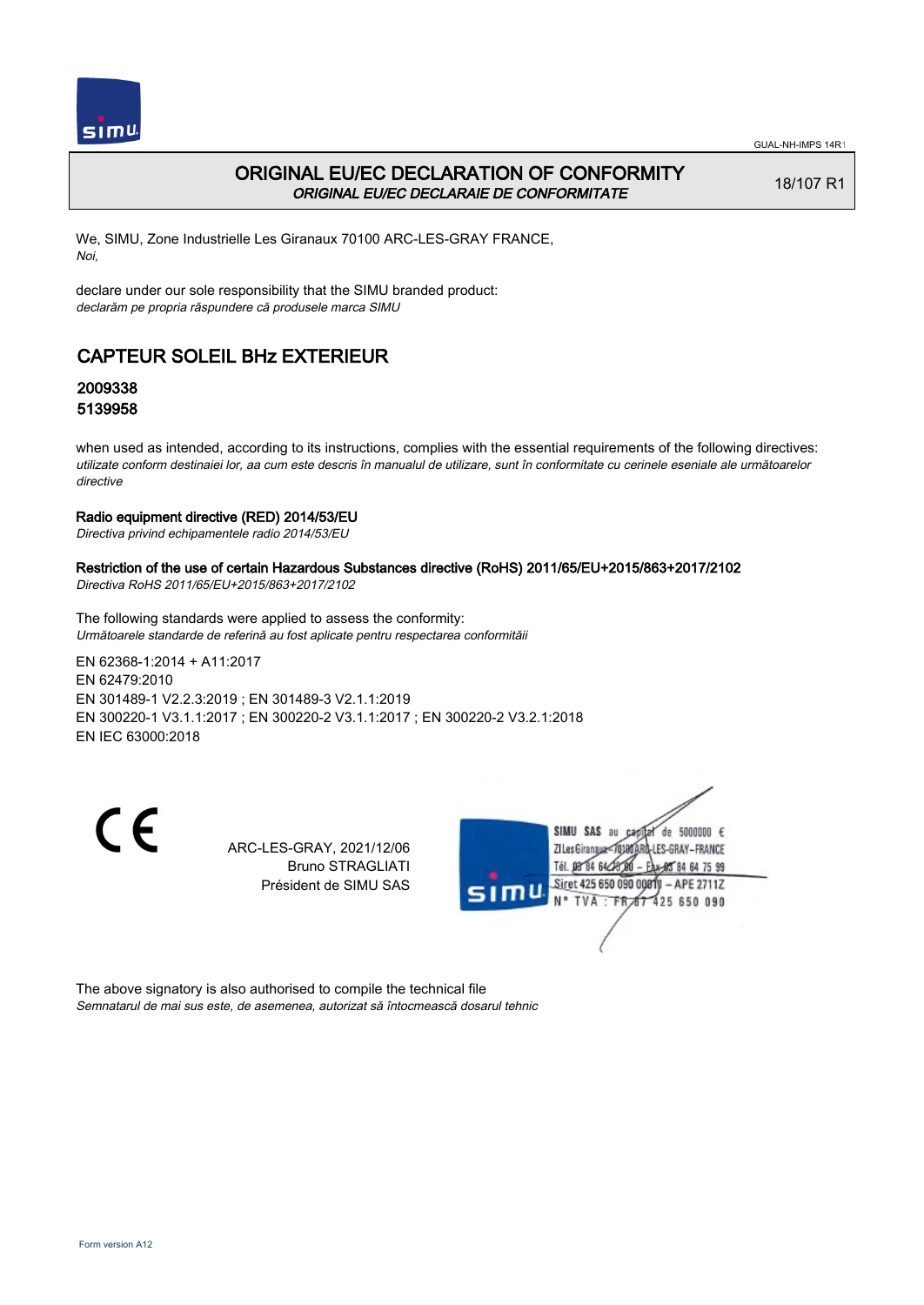GUAL-NH-IMPS 14R1

# ORIGINAL EU/EC DECLARATION OF CONFORMITY

*ORIGINAL EU/EC DECLARAIE DE CONFORMITATE*

18/107 R1

We, SIMU, Zone Industrielle Les Giranaux 70100 ARC-LES-GRAY FRANCE,
*Noi,*

declare under our sole responsibility that the SIMU branded product:
*declarăm pe propria răspundere că produsele marca SIMU*

## CAPTEUR SOLEIL BHz EXTERIEUR

**2009338**
**5139958**

when used as intended, according to its instructions, complies with the essential requirements of the following directives:
*utilizate conform destinaiei lor, aa cum este descris în manualul de utilizare, sunt în conformitate cu cerinele eseniale ale următoarelor directive*

**Radio equipment directive (RED) 2014/53/EU**
*Directiva privind echipamentele radio 2014/53/EU*

**Restriction of the use of certain Hazardous Substances directive (RoHS) 2011/65/EU+2015/863+2017/2102**
*Directiva RoHS 2011/65/EU+2015/863+2017/2102*

The following standards were applied to assess the conformity:
*Următoarele standarde de referină au fost aplicate pentru respectarea conformităii*

EN 62368-1:2014 + A11:2017
EN 62479:2010
EN 301489-1 V2.2.3:2019 ; EN 301489-3 V2.1.1:2019
EN 300220-1 V3.1.1:2017 ; EN 300220-2 V3.1.1:2017 ; EN 300220-2 V3.2.1:2018
EN IEC 63000:2018

CE

ARC-LES-GRAY, 2021/12/06
Bruno STRAGLIATI
Président de SIMU SAS

SIMU SAS au capital de 5000000 €
ZI Les Giranaux 70100 ARC-LES-GRAY-FRANCE
Tél. 03 84 64 75 00 – Fax 03 84 64 75 99
Siret 425 650 090 00011 – APE 2711Z
N° TVA : FR 67 425 650 090

The above signatory is also authorised to compile the technical file
*Semnatarul de mai sus este, de asemenea, autorizat să întocmească dosarul tehnic*

Form version A12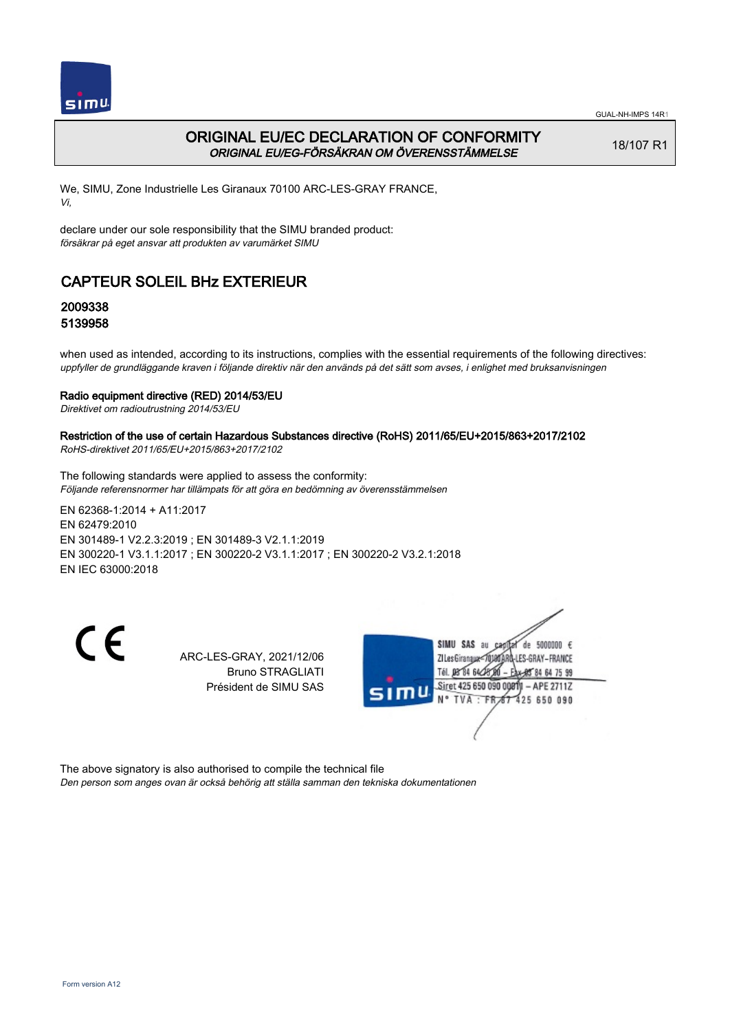GUAL-NH-IMPS 14R1

# ORIGINAL EU/EC DECLARATION OF CONFORMITY
*ORIGINAL EU/EG-FÖRSÄKRAN OM ÖVERENSSTÄMMELSE*

18/107 R1

We, SIMU, Zone Industrielle Les Giranaux 70100 ARC-LES-GRAY FRANCE,
*Vi,*

declare under our sole responsibility that the SIMU branded product:
*försäkrar på eget ansvar att produkten av varumärket SIMU*

## CAPTEUR SOLEIL BHz EXTERIEUR

**2009338**
**5139958**

when used as intended, according to its instructions, complies with the essential requirements of the following directives:
*uppfyller de grundläggande kraven i följande direktiv när den används på det sätt som avses, i enlighet med bruksanvisningen*

**Radio equipment directive (RED) 2014/53/EU**
*Direktivet om radioutrustning 2014/53/EU*

**Restriction of the use of certain Hazardous Substances directive (RoHS) 2011/65/EU+2015/863+2017/2102**
*RoHS-direktivet 2011/65/EU+2015/863+2017/2102*

The following standards were applied to assess the conformity:
*Följande referensnormer har tillämpats för att göra en bedömning av överensstämmelsen*

EN 62368-1:2014 + A11:2017
EN 62479:2010
EN 301489-1 V2.2.3:2019 ; EN 301489-3 V2.1.1:2019
EN 300220-1 V3.1.1:2017 ; EN 300220-2 V3.1.1:2017 ; EN 300220-2 V3.2.1:2018
EN IEC 63000:2018

CE

ARC-LES-GRAY, 2021/12/06
Bruno STRAGLIATI
Président de SIMU SAS

SIMU SAS au capital de 5000000 €
ZI Les Giranaux 70100 ARC-LES-GRAY-FRANCE
Tél. 03 84 64 78 00 – Fax 03 84 64 75 99
Siret 425 650 090 00811 – APE 2711Z
N° TVA : FR 87 425 650 090

The above signatory is also authorised to compile the technical file
*Den person som anges ovan är också behörig att ställa samman den tekniska dokumentationen*

Form version A12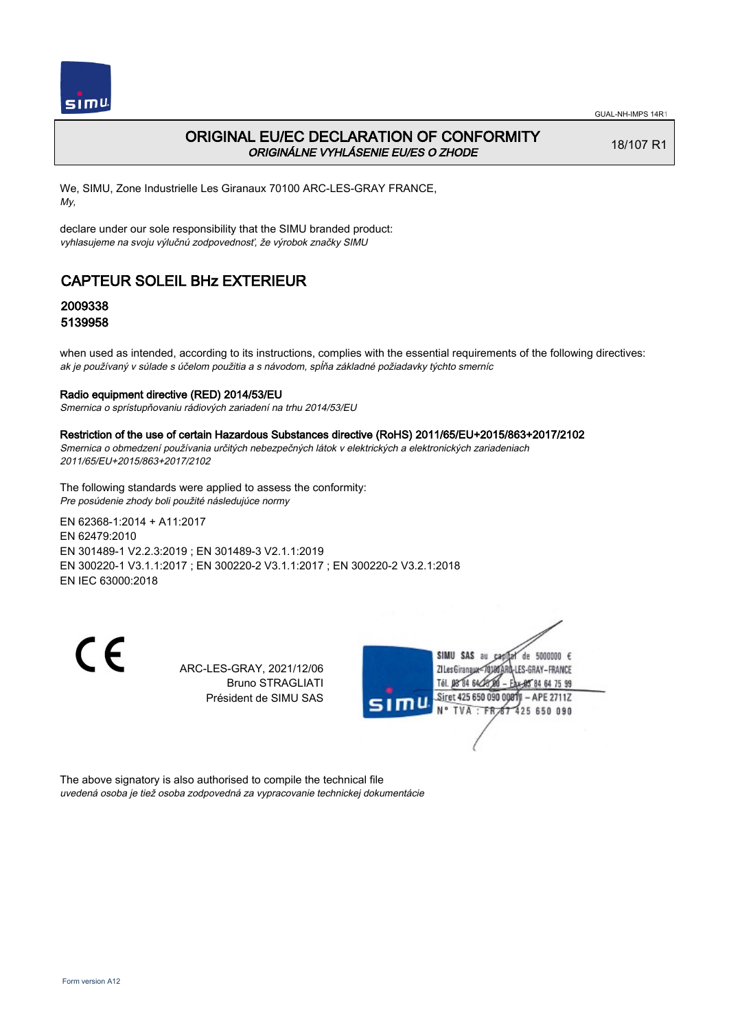# ORIGINAL EU/EC DECLARATION OF CONFORMITY
*ORIGINÁLNE VYHLÁSENIE EU/ES O ZHODE*

18/107 R1

We, SIMU, Zone Industrielle Les Giranaux 70100 ARC-LES-GRAY FRANCE,
*My,*

declare under our sole responsibility that the SIMU branded product:
*vyhlasujeme na svoju výlučnú zodpovednosť, že výrobok značky SIMU*

## CAPTEUR SOLEIL BHz EXTERIEUR

### 2009338
### 5139958

when used as intended, according to its instructions, complies with the essential requirements of the following directives:
*ak je používaný v súlade s účelom použitia a s návodom, spĺňa základné požiadavky týchto smerníc*

**Radio equipment directive (RED) 2014/53/EU**
*Smernica o sprístupňovaniu rádiových zariadení na trhu 2014/53/EU*

**Restriction of the use of certain Hazardous Substances directive (RoHS) 2011/65/EU+2015/863+2017/2102**
*Smernica o obmedzení používania určitých nebezpečných látok v elektrických a elektronických zariadeniach 2011/65/EU+2015/863+2017/2102*

The following standards were applied to assess the conformity:
*Pre posúdenie zhody boli použité následujúce normy*

EN 62368-1:2014 + A11:2017
EN 62479:2010
EN 301489-1 V2.2.3:2019 ; EN 301489-3 V2.1.1:2019
EN 300220-1 V3.1.1:2017 ; EN 300220-2 V3.1.1:2017 ; EN 300220-2 V3.2.1:2018
EN IEC 63000:2018

CE

ARC-LES-GRAY, 2021/12/06
Bruno STRAGLIATI
Président de SIMU SAS

SIMU SAS au capital de 5000000 €
ZI Les Giranaux 70100 ARC-LES-GRAY-FRANCE
Tél. 03 84 64 75 00 – Fax 03 84 64 75 99
Siret 425 650 090 00011 – APE 2711Z
N° TVA : FR 67 425 650 090

The above signatory is also authorised to compile the technical file
*uvedená osoba je tiež osoba zodpovedná za vypracovanie technickej dokumentácie*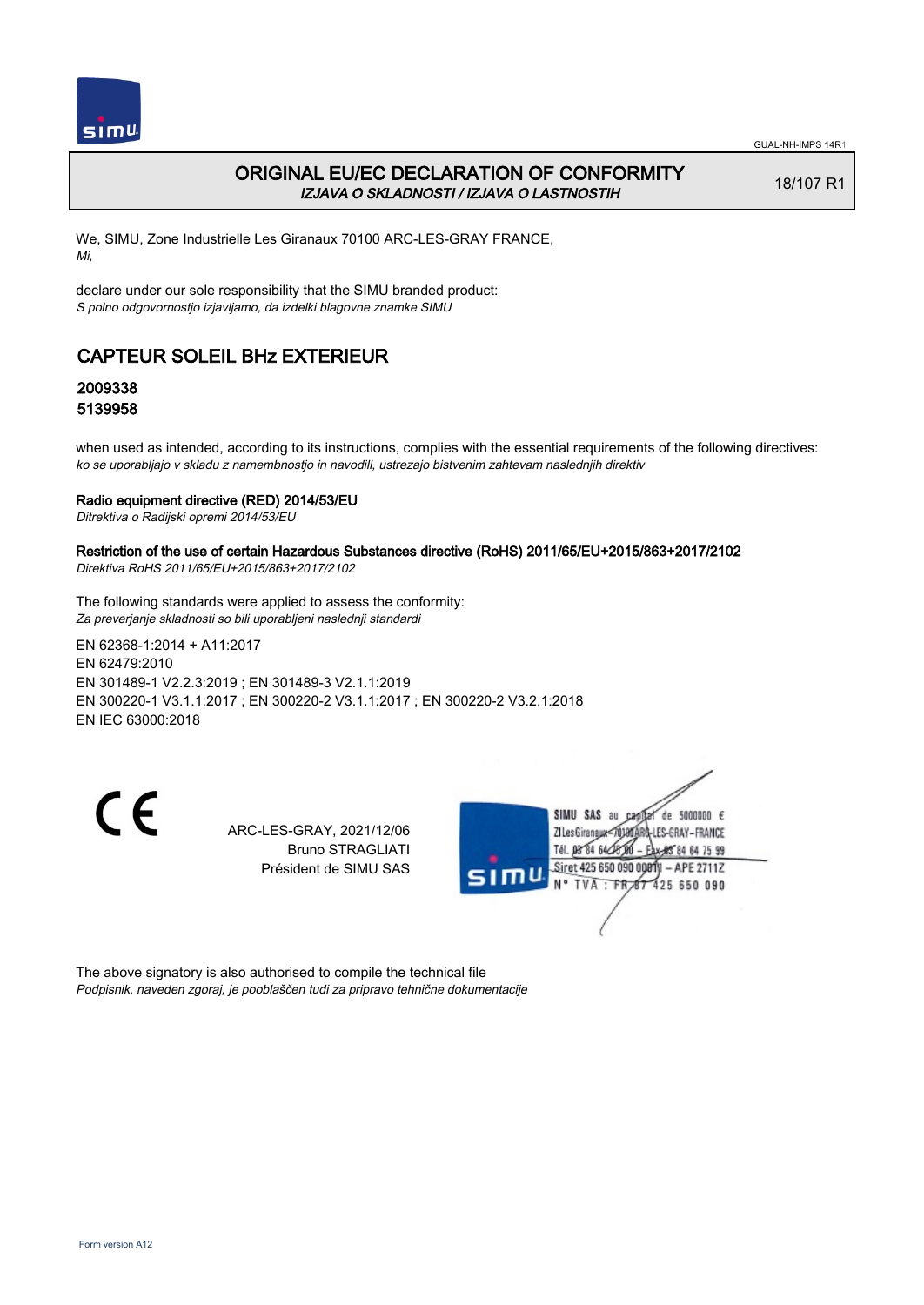GUAL-NH-IMPS 14R1

# ORIGINAL EU/EC DECLARATION OF CONFORMITY

*IZJAVA O SKLADNOSTI / IZJAVA O LASTNOSTIH*

18/107 R1

We, SIMU, Zone Industrielle Les Giranaux 70100 ARC-LES-GRAY FRANCE,
*Mi,*

declare under our sole responsibility that the SIMU branded product:
*S polno odgovornostjo izjavljamo, da izdelki blagovne znamke SIMU*

## CAPTEUR SOLEIL BHz EXTERIEUR

### 2009338
### 5139958

when used as intended, according to its instructions, complies with the essential requirements of the following directives:
*ko se uporabljajo v skladu z namembnostjo in navodili, ustrezajo bistvenim zahtevam naslednjih direktiv*

**Radio equipment directive (RED) 2014/53/EU**
*Ditrektiva o Radijski opremi 2014/53/EU*

**Restriction of the use of certain Hazardous Substances directive (RoHS) 2011/65/EU+2015/863+2017/2102**
*Direktiva RoHS 2011/65/EU+2015/863+2017/2102*

The following standards were applied to assess the conformity:
*Za preverjanje skladnosti so bili uporabljeni naslednji standardi*

EN 62368-1:2014 + A11:2017
EN 62479:2010
EN 301489-1 V2.2.3:2019 ; EN 301489-3 V2.1.1:2019
EN 300220-1 V3.1.1:2017 ; EN 300220-2 V3.1.1:2017 ; EN 300220-2 V3.2.1:2018
EN IEC 63000:2018

CE

ARC-LES-GRAY, 2021/12/06
Bruno STRAGLIATI
Président de SIMU SAS

SIMU SAS au capital de 5000000 €
ZI Les Giranaux 70100 ARC-LES-GRAY-FRANCE
Tél. 03 84 64 75 00 – Fax 03 84 64 75 99
Siret 425 650 090 00811 – APE 2711Z
N° TVA : FR 67 425 650 090

The above signatory is also authorised to compile the technical file
*Podpisnik, naveden zgoraj, je pooblaščen tudi za pripravo tehnične dokumentacije*

Form version A12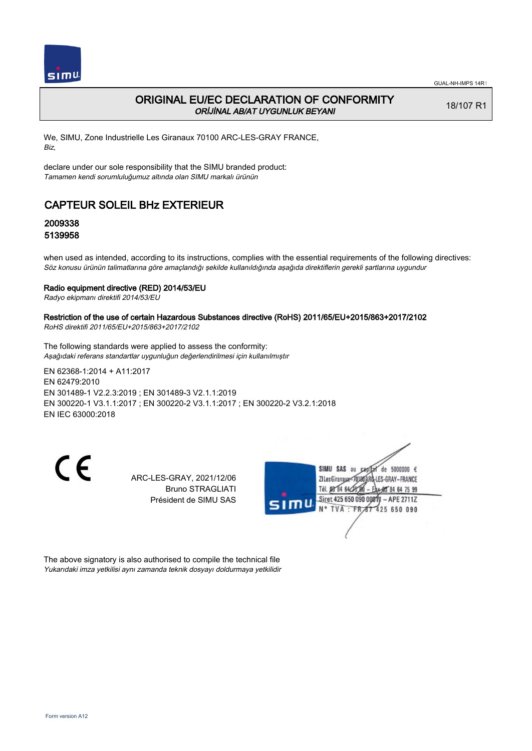# ORIGINAL EU/EC DECLARATION OF CONFORMITY

*ORİJİNAL AB/AT UYGUNLUK BEYANI*

18/107 R1

We, SIMU, Zone Industrielle Les Giranaux 70100 ARC-LES-GRAY FRANCE,
*Biz,*

declare under our sole responsibility that the SIMU branded product:
*Tamamen kendi sorumluluğumuz altında olan SIMU markalı ürünün*

## CAPTEUR SOLEIL BHz EXTERIEUR

**2009338**
**5139958**

when used as intended, according to its instructions, complies with the essential requirements of the following directives:
*Söz konusu ürünün talimatlarına göre amaçlandığı şekilde kullanıldığında aşağıda direktiflerin gerekli şartlarına uygundur*

**Radio equipment directive (RED) 2014/53/EU**
*Radyo ekipmanı direktifi 2014/53/EU*

**Restriction of the use of certain Hazardous Substances directive (RoHS) 2011/65/EU+2015/863+2017/2102**
*RoHS direktifi 2011/65/EU+2015/863+2017/2102*

The following standards were applied to assess the conformity:
*Aşağıdaki referans standartlar uygunluğun değerlendirilmesi için kullanılmıştır*

EN 62368-1:2014 + A11:2017
EN 62479:2010
EN 301489-1 V2.2.3:2019 ; EN 301489-3 V2.1.1:2019
EN 300220-1 V3.1.1:2017 ; EN 300220-2 V3.1.1:2017 ; EN 300220-2 V3.2.1:2018
EN IEC 63000:2018

ARC-LES-GRAY, 2021/12/06
Bruno STRAGLIATI
Président de SIMU SAS

SIMU SAS au capital de 5000000 €
ZI Les Giranaux 70100 ARC-LES-GRAY-FRANCE
Tél. 03 84 64 78 00 – Fax 03 84 64 75 99
Siret 425 650 090 00011 – APE 2711Z
N° TVA : FR 87 425 650 090

The above signatory is also authorised to compile the technical file
*Yukarıdaki imza yetkilisi aynı zamanda teknik dosyayı doldurmaya yetkilidir*